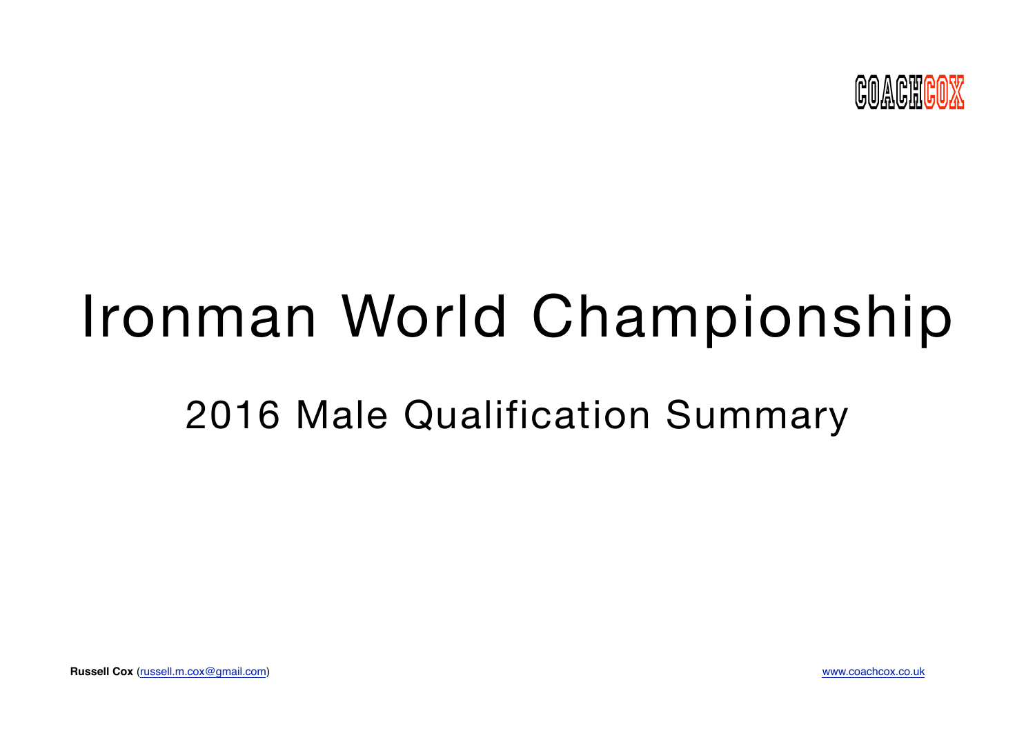COACHCOX

# Ironman World Championship

## 2016 Male Qualification Summary

**Russell Cox** (russell.m.cox@gmail.com)

www.coachcox.co.uk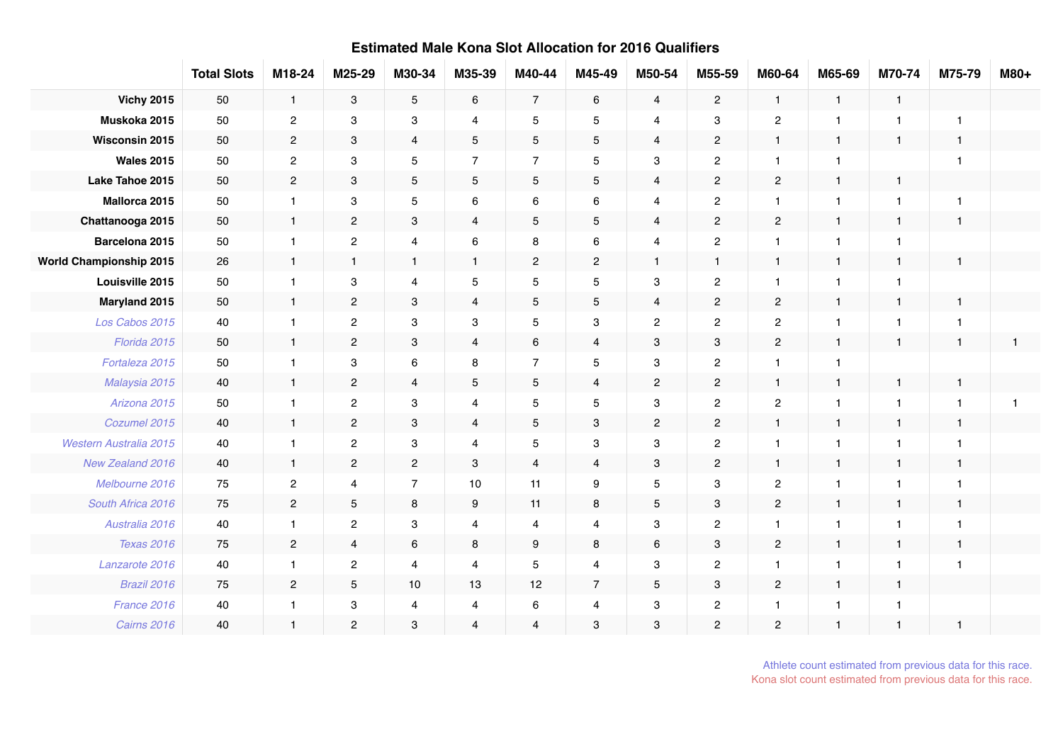## Estimated Male Kona Slot Allocation for 2016 Qualifiers

| | Total Slots | M18-24 | M25-29 | M30-34 | M35-39 | M40-44 | M45-49 | M50-54 | M55-59 | M60-64 | M65-69 | M70-74 | M75-79 | M80+ |
|---|---|---|---|---|---|---|---|---|---|---|---|---|---|---|
| **Vichy 2015** | 50 | 1 | 3 | 5 | 6 | 7 | 6 | 4 | 2 | 1 | 1 | 1 | | |
| **Muskoka 2015** | 50 | 2 | 3 | 3 | 4 | 5 | 5 | 4 | 3 | 2 | 1 | 1 | 1 | |
| **Wisconsin 2015** | 50 | 2 | 3 | 4 | 5 | 5 | 5 | 4 | 2 | 1 | 1 | 1 | 1 | |
| **Wales 2015** | 50 | 2 | 3 | 5 | 7 | 7 | 5 | 3 | 2 | 1 | 1 | | 1 | |
| **Lake Tahoe 2015** | 50 | 2 | 3 | 5 | 5 | 5 | 5 | 4 | 2 | 2 | 1 | 1 | | |
| **Mallorca 2015** | 50 | 1 | 3 | 5 | 6 | 6 | 6 | 4 | 2 | 1 | 1 | 1 | 1 | |
| **Chattanooga 2015** | 50 | 1 | 2 | 3 | 4 | 5 | 5 | 4 | 2 | 2 | 1 | 1 | 1 | |
| **Barcelona 2015** | 50 | 1 | 2 | 4 | 6 | 8 | 6 | 4 | 2 | 1 | 1 | 1 | | |
| **World Championship 2015** | 26 | 1 | 1 | 1 | 1 | 2 | 2 | 1 | 1 | 1 | 1 | 1 | 1 | |
| **Louisville 2015** | 50 | 1 | 3 | 4 | 5 | 5 | 5 | 3 | 2 | 1 | 1 | 1 | | |
| **Maryland 2015** | 50 | 1 | 2 | 3 | 4 | 5 | 5 | 4 | 2 | 2 | 1 | 1 | 1 | |
| *Los Cabos 2015* | 40 | 1 | 2 | 3 | 3 | 5 | 3 | 2 | 2 | 2 | 1 | 1 | 1 | |
| *Florida 2015* | 50 | 1 | 2 | 3 | 4 | 6 | 4 | 3 | 3 | 2 | 1 | 1 | 1 | 1 |
| *Fortaleza 2015* | 50 | 1 | 3 | 6 | 8 | 7 | 5 | 3 | 2 | 1 | 1 | | | |
| *Malaysia 2015* | 40 | 1 | 2 | 4 | 5 | 5 | 4 | 2 | 2 | 1 | 1 | 1 | 1 | |
| *Arizona 2015* | 50 | 1 | 2 | 3 | 4 | 5 | 5 | 3 | 2 | 2 | 1 | 1 | 1 | 1 |
| *Cozumel 2015* | 40 | 1 | 2 | 3 | 4 | 5 | 3 | 2 | 2 | 1 | 1 | 1 | 1 | |
| *Western Australia 2015* | 40 | 1 | 2 | 3 | 4 | 5 | 3 | 3 | 2 | 1 | 1 | 1 | 1 | |
| *New Zealand 2016* | 40 | 1 | 2 | 2 | 3 | 4 | 4 | 3 | 2 | 1 | 1 | 1 | 1 | |
| *Melbourne 2016* | 75 | 2 | 4 | 7 | 10 | 11 | 9 | 5 | 3 | 2 | 1 | 1 | 1 | |
| *South Africa 2016* | 75 | 2 | 5 | 8 | 9 | 11 | 8 | 5 | 3 | 2 | 1 | 1 | 1 | |
| *Australia 2016* | 40 | 1 | 2 | 3 | 4 | 4 | 4 | 3 | 2 | 1 | 1 | 1 | 1 | |
| *Texas 2016* | 75 | 2 | 4 | 6 | 8 | 9 | 8 | 6 | 3 | 2 | 1 | 1 | 1 | |
| *Lanzarote 2016* | 40 | 1 | 2 | 4 | 4 | 5 | 4 | 3 | 2 | 1 | 1 | 1 | 1 | |
| *Brazil 2016* | 75 | 2 | 5 | 10 | 13 | 12 | 7 | 5 | 3 | 2 | 1 | 1 | | |
| *France 2016* | 40 | 1 | 3 | 4 | 4 | 6 | 4 | 3 | 2 | 1 | 1 | 1 | | |
| *Cairns 2016* | 40 | 1 | 2 | 3 | 4 | 4 | 3 | 3 | 2 | 2 | 1 | 1 | 1 | |

Athlete count estimated from previous data for this race.

Kona slot count estimated from previous data for this race.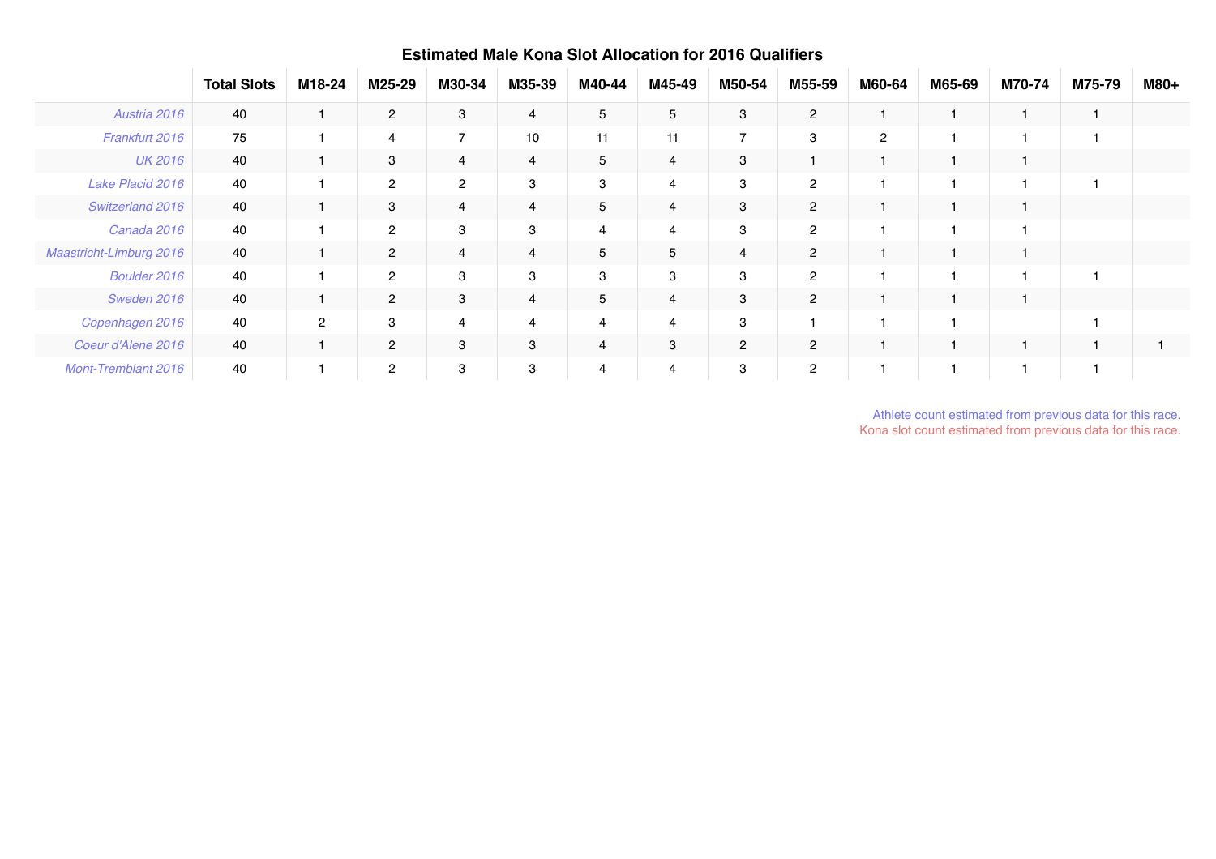## Estimated Male Kona Slot Allocation for 2016 Qualifiers

| | Total Slots | M18-24 | M25-29 | M30-34 | M35-39 | M40-44 | M45-49 | M50-54 | M55-59 | M60-64 | M65-69 | M70-74 | M75-79 | M80+ |
|---|---|---|---|---|---|---|---|---|---|---|---|---|---|---|
| *Austria 2016* | 40 | 1 | 2 | 3 | 4 | 5 | 5 | 3 | 2 | 1 | 1 | 1 | 1 | |
| *Frankfurt 2016* | 75 | 1 | 4 | 7 | 10 | 11 | 11 | 7 | 3 | 2 | 1 | 1 | 1 | |
| *UK 2016* | 40 | 1 | 3 | 4 | 4 | 5 | 4 | 3 | 1 | 1 | 1 | 1 | | |
| *Lake Placid 2016* | 40 | 1 | 2 | 2 | 3 | 3 | 4 | 3 | 2 | 1 | 1 | 1 | 1 | |
| *Switzerland 2016* | 40 | 1 | 3 | 4 | 4 | 5 | 4 | 3 | 2 | 1 | 1 | 1 | | |
| *Canada 2016* | 40 | 1 | 2 | 3 | 3 | 4 | 4 | 3 | 2 | 1 | 1 | 1 | | |
| *Maastricht-Limburg 2016* | 40 | 1 | 2 | 4 | 4 | 5 | 5 | 4 | 2 | 1 | 1 | 1 | | |
| *Boulder 2016* | 40 | 1 | 2 | 3 | 3 | 3 | 3 | 3 | 2 | 1 | 1 | 1 | 1 | |
| *Sweden 2016* | 40 | 1 | 2 | 3 | 4 | 5 | 4 | 3 | 2 | 1 | 1 | 1 | | |
| *Copenhagen 2016* | 40 | 2 | 3 | 4 | 4 | 4 | 4 | 3 | 1 | 1 | 1 | | 1 | |
| *Coeur d'Alene 2016* | 40 | 1 | 2 | 3 | 3 | 4 | 3 | 2 | 2 | 1 | 1 | 1 | 1 | 1 |
| *Mont-Tremblant 2016* | 40 | 1 | 2 | 3 | 3 | 4 | 4 | 3 | 2 | 1 | 1 | 1 | 1 | |

Athlete count estimated from previous data for this race.
Kona slot count estimated from previous data for this race.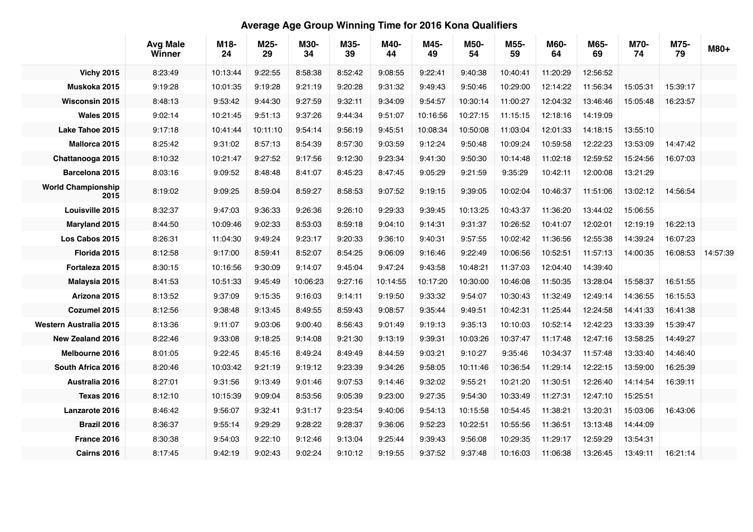# Average Age Group Winning Time for 2016 Kona Qualifiers

| | Avg Male Winner | M18-24 | M25-29 | M30-34 | M35-39 | M40-44 | M45-49 | M50-54 | M55-59 | M60-64 | M65-69 | M70-74 | M75-79 | M80+ |
|---|---|---|---|---|---|---|---|---|---|---|---|---|---|---|
| Vichy 2015 | 8:23:49 | 10:13:44 | 9:22:55 | 8:58:38 | 8:52:42 | 9:08:55 | 9:22:41 | 9:40:38 | 10:40:41 | 11:20:29 | 12:56:52 | | | |
| Muskoka 2015 | 9:19:28 | 10:01:35 | 9:19:28 | 9:21:19 | 9:20:28 | 9:31:32 | 9:49:43 | 9:50:46 | 10:29:00 | 12:14:22 | 11:56:34 | 15:05:31 | 15:39:17 | |
| Wisconsin 2015 | 8:48:13 | 9:53:42 | 9:44:30 | 9:27:59 | 9:32:11 | 9:34:09 | 9:54:57 | 10:30:14 | 11:00:27 | 12:04:32 | 13:46:46 | 15:05:48 | 16:23:57 | |
| Wales 2015 | 9:02:14 | 10:21:45 | 9:51:13 | 9:37:26 | 9:44:34 | 9:51:07 | 10:16:56 | 10:27:15 | 11:15:15 | 12:18:16 | 14:19:09 | | | |
| Lake Tahoe 2015 | 9:17:18 | 10:41:44 | 10:11:10 | 9:54:14 | 9:56:19 | 9:45:51 | 10:08:34 | 10:50:08 | 11:03:04 | 12:01:33 | 14:18:15 | 13:55:10 | | |
| Mallorca 2015 | 8:25:42 | 9:31:02 | 8:57:13 | 8:54:39 | 8:57:30 | 9:03:59 | 9:12:24 | 9:50:48 | 10:09:24 | 10:59:58 | 12:22:23 | 13:53:09 | 14:47:42 | |
| Chattanooga 2015 | 8:10:32 | 10:21:47 | 9:27:52 | 9:17:56 | 9:12:30 | 9:23:34 | 9:41:30 | 9:50:30 | 10:14:48 | 11:02:18 | 12:59:52 | 15:24:56 | 16:07:03 | |
| Barcelona 2015 | 8:03:16 | 9:09:52 | 8:48:48 | 8:41:07 | 8:45:23 | 8:47:45 | 9:05:29 | 9:21:59 | 9:35:29 | 10:42:11 | 12:00:08 | 13:21:29 | | |
| World Championship 2015 | 8:19:02 | 9:09:25 | 8:59:04 | 8:59:27 | 8:58:53 | 9:07:52 | 9:19:15 | 9:39:05 | 10:02:04 | 10:46:37 | 11:51:06 | 13:02:12 | 14:56:54 | |
| Louisville 2015 | 8:32:37 | 9:47:03 | 9:36:33 | 9:26:36 | 9:26:10 | 9:29:33 | 9:39:45 | 10:13:25 | 10:43:37 | 11:36:20 | 13:44:02 | 15:06:55 | | |
| Maryland 2015 | 8:44:50 | 10:09:46 | 9:02:33 | 8:53:03 | 8:59:18 | 9:04:10 | 9:14:31 | 9:31:37 | 10:26:52 | 10:41:07 | 12:02:01 | 12:19:19 | 16:22:13 | |
| Los Cabos 2015 | 8:26:31 | 11:04:30 | 9:49:24 | 9:23:17 | 9:20:33 | 9:36:10 | 9:40:31 | 9:57:55 | 10:02:42 | 11:36:56 | 12:55:38 | 14:39:24 | 16:07:23 | |
| Florida 2015 | 8:12:58 | 9:17:00 | 8:59:41 | 8:52:07 | 8:54:25 | 9:06:09 | 9:16:46 | 9:22:49 | 10:06:56 | 10:52:51 | 11:57:13 | 14:00:35 | 16:08:53 | 14:57:39 |
| Fortaleza 2015 | 8:30:15 | 10:16:56 | 9:30:09 | 9:14:07 | 9:45:04 | 9:47:24 | 9:43:58 | 10:48:21 | 11:37:03 | 12:04:40 | 14:39:40 | | | |
| Malaysia 2015 | 8:41:53 | 10:51:33 | 9:45:49 | 10:06:23 | 9:27:16 | 10:14:55 | 10:17:20 | 10:30:00 | 10:46:08 | 11:50:35 | 13:28:04 | 15:58:37 | 16:51:55 | |
| Arizona 2015 | 8:13:52 | 9:37:09 | 9:15:35 | 9:16:03 | 9:14:11 | 9:19:50 | 9:33:32 | 9:54:07 | 10:30:43 | 11:32:49 | 12:49:14 | 14:36:55 | 16:15:53 | |
| Cozumel 2015 | 8:12:56 | 9:38:48 | 9:13:45 | 8:49:55 | 8:59:43 | 9:08:57 | 9:35:44 | 9:49:51 | 10:42:31 | 11:25:44 | 12:24:58 | 14:41:33 | 16:41:38 | |
| Western Australia 2015 | 8:13:36 | 9:11:07 | 9:03:06 | 9:00:40 | 8:56:43 | 9:01:49 | 9:19:13 | 9:35:13 | 10:10:03 | 10:52:14 | 12:42:23 | 13:33:39 | 15:39:47 | |
| New Zealand 2016 | 8:22:46 | 9:33:08 | 9:18:25 | 9:14:08 | 9:21:30 | 9:13:19 | 9:39:31 | 10:03:26 | 10:37:47 | 11:17:48 | 12:47:16 | 13:58:25 | 14:49:27 | |
| Melbourne 2016 | 8:01:05 | 9:22:45 | 8:45:16 | 8:49:24 | 8:49:49 | 8:44:59 | 9:03:21 | 9:10:27 | 9:35:46 | 10:34:37 | 11:57:48 | 13:33:40 | 14:46:40 | |
| South Africa 2016 | 8:20:46 | 10:03:42 | 9:21:19 | 9:19:12 | 9:23:39 | 9:34:26 | 9:58:05 | 10:11:46 | 10:36:54 | 11:29:14 | 12:22:15 | 13:59:00 | 16:25:39 | |
| Australia 2016 | 8:27:01 | 9:31:56 | 9:13:49 | 9:01:46 | 9:07:53 | 9:14:46 | 9:32:02 | 9:55:21 | 10:21:20 | 11:30:51 | 12:26:40 | 14:14:54 | 16:39:11 | |
| Texas 2016 | 8:12:10 | 10:15:39 | 9:09:04 | 8:53:56 | 9:05:39 | 9:23:00 | 9:27:35 | 9:54:30 | 10:33:49 | 11:27:31 | 12:47:10 | 15:25:51 | | |
| Lanzarote 2016 | 8:46:42 | 9:56:07 | 9:32:41 | 9:31:17 | 9:23:54 | 9:40:06 | 9:54:13 | 10:15:58 | 10:54:45 | 11:38:21 | 13:20:31 | 15:03:06 | 16:43:06 | |
| Brazil 2016 | 8:36:37 | 9:55:14 | 9:29:29 | 9:28:22 | 9:28:37 | 9:36:06 | 9:52:23 | 10:22:51 | 10:55:56 | 11:36:51 | 13:13:48 | 14:44:09 | | |
| France 2016 | 8:30:38 | 9:54:03 | 9:22:10 | 9:12:46 | 9:13:04 | 9:25:44 | 9:39:43 | 9:56:08 | 10:29:35 | 11:29:17 | 12:59:29 | 13:54:31 | | |
| Cairns 2016 | 8:17:45 | 9:42:19 | 9:02:43 | 9:02:24 | 9:10:12 | 9:19:55 | 9:37:52 | 9:37:48 | 10:16:03 | 11:06:38 | 13:26:45 | 13:49:11 | 16:21:14 | |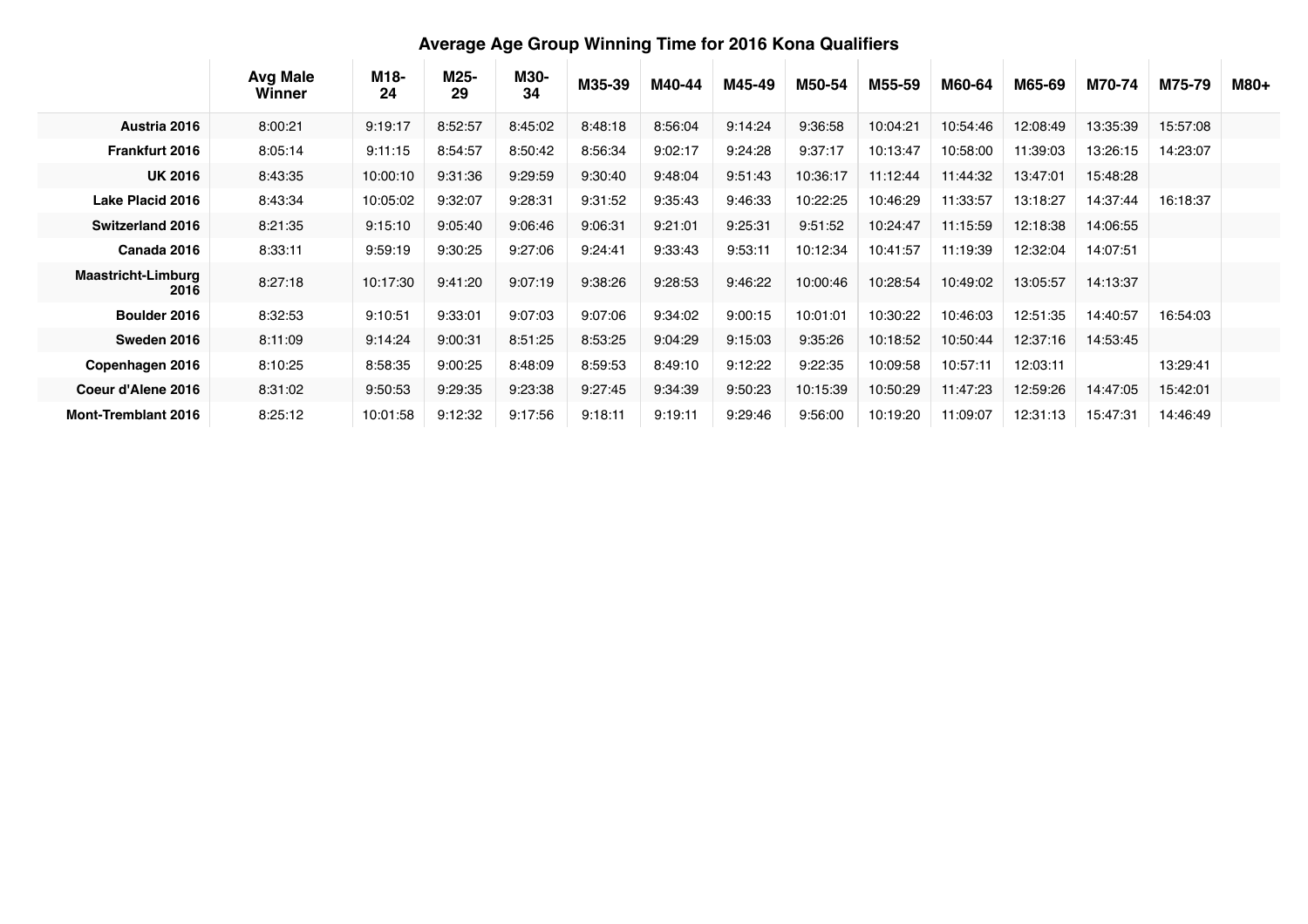# Average Age Group Winning Time for 2016 Kona Qualifiers

| | Avg Male Winner | M18-24 | M25-29 | M30-34 | M35-39 | M40-44 | M45-49 | M50-54 | M55-59 | M60-64 | M65-69 | M70-74 | M75-79 | M80+ |
|---|---|---|---|---|---|---|---|---|---|---|---|---|---|---|
| **Austria 2016** | 8:00:21 | 9:19:17 | 8:52:57 | 8:45:02 | 8:48:18 | 8:56:04 | 9:14:24 | 9:36:58 | 10:04:21 | 10:54:46 | 12:08:49 | 13:35:39 | 15:57:08 | |
| **Frankfurt 2016** | 8:05:14 | 9:11:15 | 8:54:57 | 8:50:42 | 8:56:34 | 9:02:17 | 9:24:28 | 9:37:17 | 10:13:47 | 10:58:00 | 11:39:03 | 13:26:15 | 14:23:07 | |
| **UK 2016** | 8:43:35 | 10:00:10 | 9:31:36 | 9:29:59 | 9:30:40 | 9:48:04 | 9:51:43 | 10:36:17 | 11:12:44 | 11:44:32 | 13:47:01 | 15:48:28 | | |
| **Lake Placid 2016** | 8:43:34 | 10:05:02 | 9:32:07 | 9:28:31 | 9:31:52 | 9:35:43 | 9:46:33 | 10:22:25 | 10:46:29 | 11:33:57 | 13:18:27 | 14:37:44 | 16:18:37 | |
| **Switzerland 2016** | 8:21:35 | 9:15:10 | 9:05:40 | 9:06:46 | 9:06:31 | 9:21:01 | 9:25:31 | 9:51:52 | 10:24:47 | 11:15:59 | 12:18:38 | 14:06:55 | | |
| **Canada 2016** | 8:33:11 | 9:59:19 | 9:30:25 | 9:27:06 | 9:24:41 | 9:33:43 | 9:53:11 | 10:12:34 | 10:41:57 | 11:19:39 | 12:32:04 | 14:07:51 | | |
| **Maastricht-Limburg 2016** | 8:27:18 | 10:17:30 | 9:41:20 | 9:07:19 | 9:38:26 | 9:28:53 | 9:46:22 | 10:00:46 | 10:28:54 | 10:49:02 | 13:05:57 | 14:13:37 | | |
| **Boulder 2016** | 8:32:53 | 9:10:51 | 9:33:01 | 9:07:03 | 9:07:06 | 9:34:02 | 9:00:15 | 10:01:01 | 10:30:22 | 10:46:03 | 12:51:35 | 14:40:57 | 16:54:03 | |
| **Sweden 2016** | 8:11:09 | 9:14:24 | 9:00:31 | 8:51:25 | 8:53:25 | 9:04:29 | 9:15:03 | 9:35:26 | 10:18:52 | 10:50:44 | 12:37:16 | 14:53:45 | | |
| **Copenhagen 2016** | 8:10:25 | 8:58:35 | 9:00:25 | 8:48:09 | 8:59:53 | 8:49:10 | 9:12:22 | 9:22:35 | 10:09:58 | 10:57:11 | 12:03:11 | | 13:29:41 | |
| **Coeur d'Alene 2016** | 8:31:02 | 9:50:53 | 9:29:35 | 9:23:38 | 9:27:45 | 9:34:39 | 9:50:23 | 10:15:39 | 10:50:29 | 11:47:23 | 12:59:26 | 14:47:05 | 15:42:01 | |
| **Mont-Tremblant 2016** | 8:25:12 | 10:01:58 | 9:12:32 | 9:17:56 | 9:18:11 | 9:19:11 | 9:29:46 | 9:56:00 | 10:19:20 | 11:09:07 | 12:31:13 | 15:47:31 | 14:46:49 | |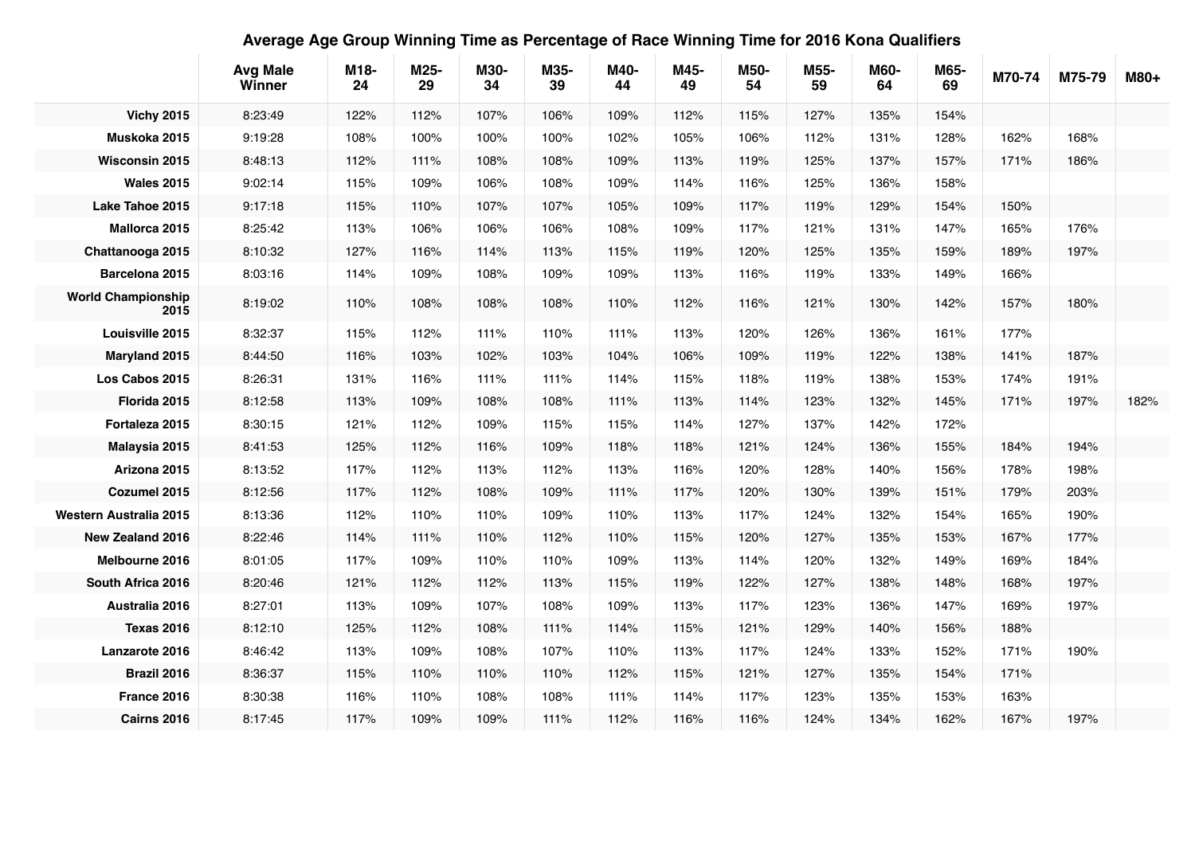## Average Age Group Winning Time as Percentage of Race Winning Time for 2016 Kona Qualifiers

| | Avg Male Winner | M18-24 | M25-29 | M30-34 | M35-39 | M40-44 | M45-49 | M50-54 | M55-59 | M60-64 | M65-69 | M70-74 | M75-79 | M80+ |
|---|---|---|---|---|---|---|---|---|---|---|---|---|---|---|
| Vichy 2015 | 8:23:49 | 122% | 112% | 107% | 106% | 109% | 112% | 115% | 127% | 135% | 154% | | | |
| Muskoka 2015 | 9:19:28 | 108% | 100% | 100% | 100% | 102% | 105% | 106% | 112% | 131% | 128% | 162% | 168% | |
| Wisconsin 2015 | 8:48:13 | 112% | 111% | 108% | 108% | 109% | 113% | 119% | 125% | 137% | 157% | 171% | 186% | |
| Wales 2015 | 9:02:14 | 115% | 109% | 106% | 108% | 109% | 114% | 116% | 125% | 136% | 158% | | | |
| Lake Tahoe 2015 | 9:17:18 | 115% | 110% | 107% | 107% | 105% | 109% | 117% | 119% | 129% | 154% | 150% | | |
| Mallorca 2015 | 8:25:42 | 113% | 106% | 106% | 106% | 108% | 109% | 117% | 121% | 131% | 147% | 165% | 176% | |
| Chattanooga 2015 | 8:10:32 | 127% | 116% | 114% | 113% | 115% | 119% | 120% | 125% | 135% | 159% | 189% | 197% | |
| Barcelona 2015 | 8:03:16 | 114% | 109% | 108% | 109% | 109% | 113% | 116% | 119% | 133% | 149% | 166% | | |
| World Championship 2015 | 8:19:02 | 110% | 108% | 108% | 108% | 110% | 112% | 116% | 121% | 130% | 142% | 157% | 180% | |
| Louisville 2015 | 8:32:37 | 115% | 112% | 111% | 110% | 111% | 113% | 120% | 126% | 136% | 161% | 177% | | |
| Maryland 2015 | 8:44:50 | 116% | 103% | 102% | 103% | 104% | 106% | 109% | 119% | 122% | 138% | 141% | 187% | |
| Los Cabos 2015 | 8:26:31 | 131% | 116% | 111% | 111% | 114% | 115% | 118% | 119% | 138% | 153% | 174% | 191% | |
| Florida 2015 | 8:12:58 | 113% | 109% | 108% | 108% | 111% | 113% | 114% | 123% | 132% | 145% | 171% | 197% | 182% |
| Fortaleza 2015 | 8:30:15 | 121% | 112% | 109% | 115% | 115% | 114% | 127% | 137% | 142% | 172% | | | |
| Malaysia 2015 | 8:41:53 | 125% | 112% | 116% | 109% | 118% | 118% | 121% | 124% | 136% | 155% | 184% | 194% | |
| Arizona 2015 | 8:13:52 | 117% | 112% | 113% | 112% | 113% | 116% | 120% | 128% | 140% | 156% | 178% | 198% | |
| Cozumel 2015 | 8:12:56 | 117% | 112% | 108% | 109% | 111% | 117% | 120% | 130% | 139% | 151% | 179% | 203% | |
| Western Australia 2015 | 8:13:36 | 112% | 110% | 110% | 109% | 110% | 113% | 117% | 124% | 132% | 154% | 165% | 190% | |
| New Zealand 2016 | 8:22:46 | 114% | 111% | 110% | 112% | 110% | 115% | 120% | 127% | 135% | 153% | 167% | 177% | |
| Melbourne 2016 | 8:01:05 | 117% | 109% | 110% | 110% | 109% | 113% | 114% | 120% | 132% | 149% | 169% | 184% | |
| South Africa 2016 | 8:20:46 | 121% | 112% | 112% | 113% | 115% | 119% | 122% | 127% | 138% | 148% | 168% | 197% | |
| Australia 2016 | 8:27:01 | 113% | 109% | 107% | 108% | 109% | 113% | 117% | 123% | 136% | 147% | 169% | 197% | |
| Texas 2016 | 8:12:10 | 125% | 112% | 108% | 111% | 114% | 115% | 121% | 129% | 140% | 156% | 188% | | |
| Lanzarote 2016 | 8:46:42 | 113% | 109% | 108% | 107% | 110% | 113% | 117% | 124% | 133% | 152% | 171% | 190% | |
| Brazil 2016 | 8:36:37 | 115% | 110% | 110% | 110% | 112% | 115% | 121% | 127% | 135% | 154% | 171% | | |
| France 2016 | 8:30:38 | 116% | 110% | 108% | 108% | 111% | 114% | 117% | 123% | 135% | 153% | 163% | | |
| Cairns 2016 | 8:17:45 | 117% | 109% | 109% | 111% | 112% | 116% | 116% | 124% | 134% | 162% | 167% | 197% | |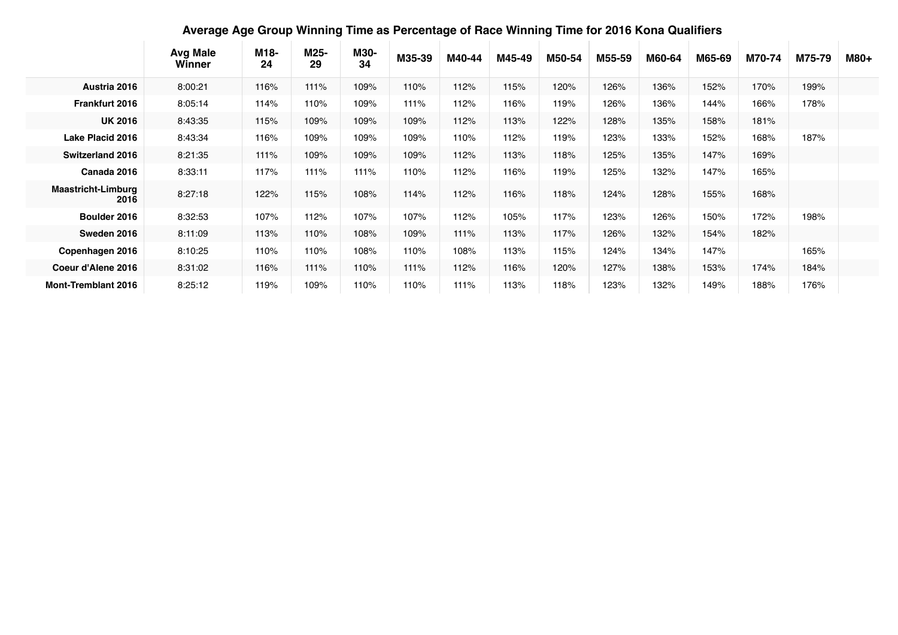**Average Age Group Winning Time as Percentage of Race Winning Time for 2016 Kona Qualifiers**

| | Avg Male Winner | M18-24 | M25-29 | M30-34 | M35-39 | M40-44 | M45-49 | M50-54 | M55-59 | M60-64 | M65-69 | M70-74 | M75-79 | M80+ |
|---|---|---|---|---|---|---|---|---|---|---|---|---|---|---|
| **Austria 2016** | 8:00:21 | 116% | 111% | 109% | 110% | 112% | 115% | 120% | 126% | 136% | 152% | 170% | 199% | |
| **Frankfurt 2016** | 8:05:14 | 114% | 110% | 109% | 111% | 112% | 116% | 119% | 126% | 136% | 144% | 166% | 178% | |
| **UK 2016** | 8:43:35 | 115% | 109% | 109% | 109% | 112% | 113% | 122% | 128% | 135% | 158% | 181% | | |
| **Lake Placid 2016** | 8:43:34 | 116% | 109% | 109% | 109% | 110% | 112% | 119% | 123% | 133% | 152% | 168% | 187% | |
| **Switzerland 2016** | 8:21:35 | 111% | 109% | 109% | 109% | 112% | 113% | 118% | 125% | 135% | 147% | 169% | | |
| **Canada 2016** | 8:33:11 | 117% | 111% | 111% | 110% | 112% | 116% | 119% | 125% | 132% | 147% | 165% | | |
| **Maastricht-Limburg 2016** | 8:27:18 | 122% | 115% | 108% | 114% | 112% | 116% | 118% | 124% | 128% | 155% | 168% | | |
| **Boulder 2016** | 8:32:53 | 107% | 112% | 107% | 107% | 112% | 105% | 117% | 123% | 126% | 150% | 172% | 198% | |
| **Sweden 2016** | 8:11:09 | 113% | 110% | 108% | 109% | 111% | 113% | 117% | 126% | 132% | 154% | 182% | | |
| **Copenhagen 2016** | 8:10:25 | 110% | 110% | 108% | 110% | 108% | 113% | 115% | 124% | 134% | 147% | | 165% | |
| **Coeur d'Alene 2016** | 8:31:02 | 116% | 111% | 110% | 111% | 112% | 116% | 120% | 127% | 138% | 153% | 174% | 184% | |
| **Mont-Tremblant 2016** | 8:25:12 | 119% | 109% | 110% | 110% | 111% | 113% | 118% | 123% | 132% | 149% | 188% | 176% | |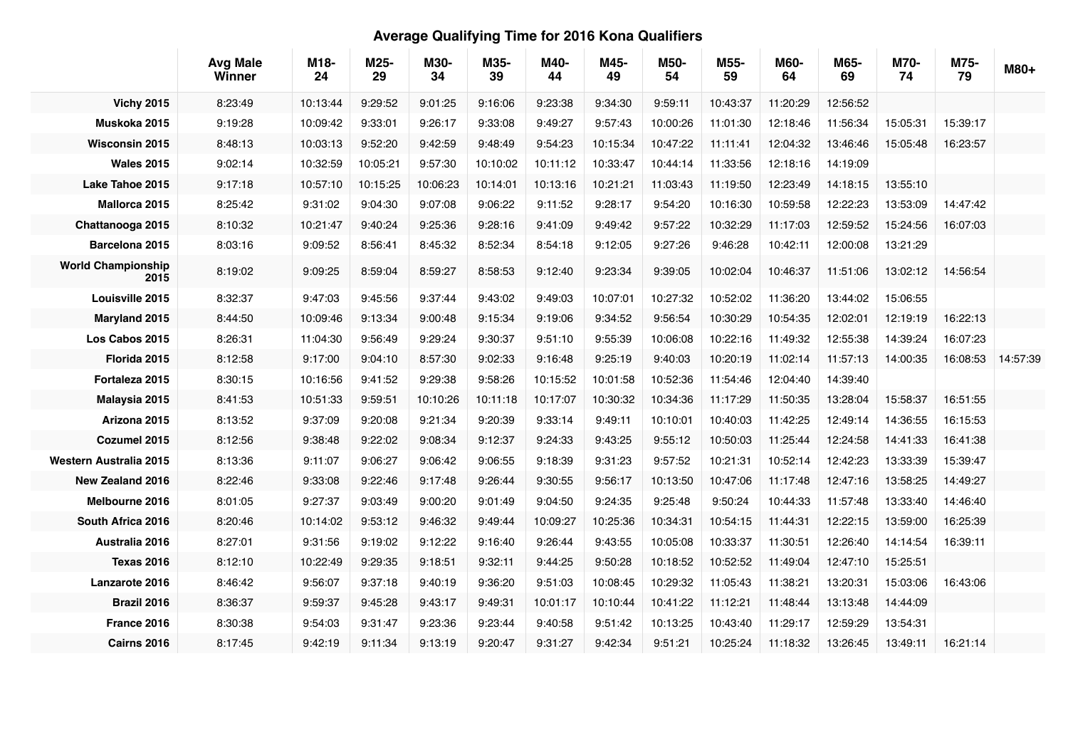# Average Qualifying Time for 2016 Kona Qualifiers

| | Avg Male Winner | M18-24 | M25-29 | M30-34 | M35-39 | M40-44 | M45-49 | M50-54 | M55-59 | M60-64 | M65-69 | M70-74 | M75-79 | M80+ |
|---|---|---|---|---|---|---|---|---|---|---|---|---|---|---|
| Vichy 2015 | 8:23:49 | 10:13:44 | 9:29:52 | 9:01:25 | 9:16:06 | 9:23:38 | 9:34:30 | 9:59:11 | 10:43:37 | 11:20:29 | 12:56:52 | | | |
| Muskoka 2015 | 9:19:28 | 10:09:42 | 9:33:01 | 9:26:17 | 9:33:08 | 9:49:27 | 9:57:43 | 10:00:26 | 11:01:30 | 12:18:46 | 11:56:34 | 15:05:31 | 15:39:17 | |
| Wisconsin 2015 | 8:48:13 | 10:03:13 | 9:52:20 | 9:42:59 | 9:48:49 | 9:54:23 | 10:15:34 | 10:47:22 | 11:11:41 | 12:04:32 | 13:46:46 | 15:05:48 | 16:23:57 | |
| Wales 2015 | 9:02:14 | 10:32:59 | 10:05:21 | 9:57:30 | 10:10:02 | 10:11:12 | 10:33:47 | 10:44:14 | 11:33:56 | 12:18:16 | 14:19:09 | | | |
| Lake Tahoe 2015 | 9:17:18 | 10:57:10 | 10:15:25 | 10:06:23 | 10:14:01 | 10:13:16 | 10:21:21 | 11:03:43 | 11:19:50 | 12:23:49 | 14:18:15 | 13:55:10 | | |
| Mallorca 2015 | 8:25:42 | 9:31:02 | 9:04:30 | 9:07:08 | 9:06:22 | 9:11:52 | 9:28:17 | 9:54:20 | 10:16:30 | 10:59:58 | 12:22:23 | 13:53:09 | 14:47:42 | |
| Chattanooga 2015 | 8:10:32 | 10:21:47 | 9:40:24 | 9:25:36 | 9:28:16 | 9:41:09 | 9:49:42 | 9:57:22 | 10:32:29 | 11:17:03 | 12:59:52 | 15:24:56 | 16:07:03 | |
| Barcelona 2015 | 8:03:16 | 9:09:52 | 8:56:41 | 8:45:32 | 8:52:34 | 8:54:18 | 9:12:05 | 9:27:26 | 9:46:28 | 10:42:11 | 12:00:08 | 13:21:29 | | |
| World Championship 2015 | 8:19:02 | 9:09:25 | 8:59:04 | 8:59:27 | 8:58:53 | 9:12:40 | 9:23:34 | 9:39:05 | 10:02:04 | 10:46:37 | 11:51:06 | 13:02:12 | 14:56:54 | |
| Louisville 2015 | 8:32:37 | 9:47:03 | 9:45:56 | 9:37:44 | 9:43:02 | 9:49:03 | 10:07:01 | 10:27:32 | 10:52:02 | 11:36:20 | 13:44:02 | 15:06:55 | | |
| Maryland 2015 | 8:44:50 | 10:09:46 | 9:13:34 | 9:00:48 | 9:15:34 | 9:19:06 | 9:34:52 | 9:56:54 | 10:30:29 | 10:54:35 | 12:02:01 | 12:19:19 | 16:22:13 | |
| Los Cabos 2015 | 8:26:31 | 11:04:30 | 9:56:49 | 9:29:24 | 9:30:37 | 9:51:10 | 9:55:39 | 10:06:08 | 10:22:16 | 11:49:32 | 12:55:38 | 14:39:24 | 16:07:23 | |
| Florida 2015 | 8:12:58 | 9:17:00 | 9:04:10 | 8:57:30 | 9:02:33 | 9:16:48 | 9:25:19 | 9:40:03 | 10:20:19 | 11:02:14 | 11:57:13 | 14:00:35 | 16:08:53 | 14:57:39 |
| Fortaleza 2015 | 8:30:15 | 10:16:56 | 9:41:52 | 9:29:38 | 9:58:26 | 10:15:52 | 10:01:58 | 10:52:36 | 11:54:46 | 12:04:40 | 14:39:40 | | | |
| Malaysia 2015 | 8:41:53 | 10:51:33 | 9:59:51 | 10:10:26 | 10:11:18 | 10:17:07 | 10:30:32 | 10:34:36 | 11:17:29 | 11:50:35 | 13:28:04 | 15:58:37 | 16:51:55 | |
| Arizona 2015 | 8:13:52 | 9:37:09 | 9:20:08 | 9:21:34 | 9:20:39 | 9:33:14 | 9:49:11 | 10:10:01 | 10:40:03 | 11:42:25 | 12:49:14 | 14:36:55 | 16:15:53 | |
| Cozumel 2015 | 8:12:56 | 9:38:48 | 9:22:02 | 9:08:34 | 9:12:37 | 9:24:33 | 9:43:25 | 9:55:12 | 10:50:03 | 11:25:44 | 12:24:58 | 14:41:33 | 16:41:38 | |
| Western Australia 2015 | 8:13:36 | 9:11:07 | 9:06:27 | 9:06:42 | 9:06:55 | 9:18:39 | 9:31:23 | 9:57:52 | 10:21:31 | 10:52:14 | 12:42:23 | 13:33:39 | 15:39:47 | |
| New Zealand 2016 | 8:22:46 | 9:33:08 | 9:22:46 | 9:17:48 | 9:26:44 | 9:30:55 | 9:56:17 | 10:13:50 | 10:47:06 | 11:17:48 | 12:47:16 | 13:58:25 | 14:49:27 | |
| Melbourne 2016 | 8:01:05 | 9:27:37 | 9:03:49 | 9:00:20 | 9:01:49 | 9:04:50 | 9:24:35 | 9:25:48 | 9:50:24 | 10:44:33 | 11:57:48 | 13:33:40 | 14:46:40 | |
| South Africa 2016 | 8:20:46 | 10:14:02 | 9:53:12 | 9:46:32 | 9:49:44 | 10:09:27 | 10:25:36 | 10:34:31 | 10:54:15 | 11:44:31 | 12:22:15 | 13:59:00 | 16:25:39 | |
| Australia 2016 | 8:27:01 | 9:31:56 | 9:19:02 | 9:12:22 | 9:16:40 | 9:26:44 | 9:43:55 | 10:05:08 | 10:33:37 | 11:30:51 | 12:26:40 | 14:14:54 | 16:39:11 | |
| Texas 2016 | 8:12:10 | 10:22:49 | 9:29:35 | 9:18:51 | 9:32:11 | 9:44:25 | 9:50:28 | 10:18:52 | 10:52:52 | 11:49:04 | 12:47:10 | 15:25:51 | | |
| Lanzarote 2016 | 8:46:42 | 9:56:07 | 9:37:18 | 9:40:19 | 9:36:20 | 9:51:03 | 10:08:45 | 10:29:32 | 11:05:43 | 11:38:21 | 13:20:31 | 15:03:06 | 16:43:06 | |
| Brazil 2016 | 8:36:37 | 9:59:37 | 9:45:28 | 9:43:17 | 9:49:31 | 10:01:17 | 10:10:44 | 10:41:22 | 11:12:21 | 11:48:44 | 13:13:48 | 14:44:09 | | |
| France 2016 | 8:30:38 | 9:54:03 | 9:31:47 | 9:23:36 | 9:23:44 | 9:40:58 | 9:51:42 | 10:13:25 | 10:43:40 | 11:29:17 | 12:59:29 | 13:54:31 | | |
| Cairns 2016 | 8:17:45 | 9:42:19 | 9:11:34 | 9:13:19 | 9:20:47 | 9:31:27 | 9:42:34 | 9:51:21 | 10:25:24 | 11:18:32 | 13:26:45 | 13:49:11 | 16:21:14 | |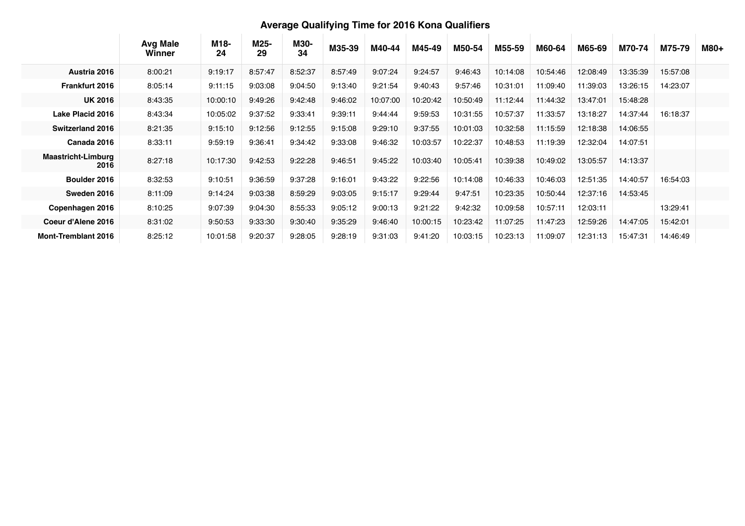## Average Qualifying Time for 2016 Kona Qualifiers

| | Avg Male Winner | M18-24 | M25-29 | M30-34 | M35-39 | M40-44 | M45-49 | M50-54 | M55-59 | M60-64 | M65-69 | M70-74 | M75-79 | M80+ |
|---|---|---|---|---|---|---|---|---|---|---|---|---|---|---|
| **Austria 2016** | 8:00:21 | 9:19:17 | 8:57:47 | 8:52:37 | 8:57:49 | 9:07:24 | 9:24:57 | 9:46:43 | 10:14:08 | 10:54:46 | 12:08:49 | 13:35:39 | 15:57:08 | |
| **Frankfurt 2016** | 8:05:14 | 9:11:15 | 9:03:08 | 9:04:50 | 9:13:40 | 9:21:54 | 9:40:43 | 9:57:46 | 10:31:01 | 11:09:40 | 11:39:03 | 13:26:15 | 14:23:07 | |
| **UK 2016** | 8:43:35 | 10:00:10 | 9:49:26 | 9:42:48 | 9:46:02 | 10:07:00 | 10:20:42 | 10:50:49 | 11:12:44 | 11:44:32 | 13:47:01 | 15:48:28 | | |
| **Lake Placid 2016** | 8:43:34 | 10:05:02 | 9:37:52 | 9:33:41 | 9:39:11 | 9:44:44 | 9:59:53 | 10:31:55 | 10:57:37 | 11:33:57 | 13:18:27 | 14:37:44 | 16:18:37 | |
| **Switzerland 2016** | 8:21:35 | 9:15:10 | 9:12:56 | 9:12:55 | 9:15:08 | 9:29:10 | 9:37:55 | 10:01:03 | 10:32:58 | 11:15:59 | 12:18:38 | 14:06:55 | | |
| **Canada 2016** | 8:33:11 | 9:59:19 | 9:36:41 | 9:34:42 | 9:33:08 | 9:46:32 | 10:03:57 | 10:22:37 | 10:48:53 | 11:19:39 | 12:32:04 | 14:07:51 | | |
| **Maastricht-Limburg 2016** | 8:27:18 | 10:17:30 | 9:42:53 | 9:22:28 | 9:46:51 | 9:45:22 | 10:03:40 | 10:05:41 | 10:39:38 | 10:49:02 | 13:05:57 | 14:13:37 | | |
| **Boulder 2016** | 8:32:53 | 9:10:51 | 9:36:59 | 9:37:28 | 9:16:01 | 9:43:22 | 9:22:56 | 10:14:08 | 10:46:33 | 10:46:03 | 12:51:35 | 14:40:57 | 16:54:03 | |
| **Sweden 2016** | 8:11:09 | 9:14:24 | 9:03:38 | 8:59:29 | 9:03:05 | 9:15:17 | 9:29:44 | 9:47:51 | 10:23:35 | 10:50:44 | 12:37:16 | 14:53:45 | | |
| **Copenhagen 2016** | 8:10:25 | 9:07:39 | 9:04:30 | 8:55:33 | 9:05:12 | 9:00:13 | 9:21:22 | 9:42:32 | 10:09:58 | 10:57:11 | 12:03:11 | | 13:29:41 | |
| **Coeur d'Alene 2016** | 8:31:02 | 9:50:53 | 9:33:30 | 9:30:40 | 9:35:29 | 9:46:40 | 10:00:15 | 10:23:42 | 11:07:25 | 11:47:23 | 12:59:26 | 14:47:05 | 15:42:01 | |
| **Mont-Tremblant 2016** | 8:25:12 | 10:01:58 | 9:20:37 | 9:28:05 | 9:28:19 | 9:31:03 | 9:41:20 | 10:03:15 | 10:23:13 | 11:09:07 | 12:31:13 | 15:47:31 | 14:46:49 | |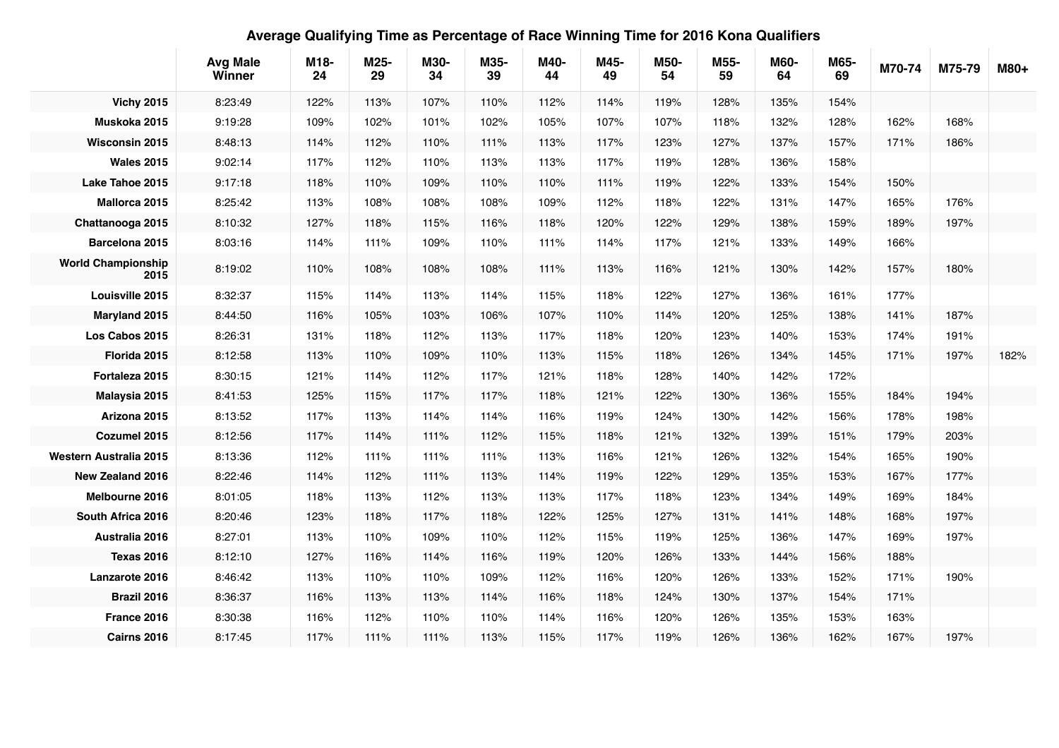# Average Qualifying Time as Percentage of Race Winning Time for 2016 Kona Qualifiers

| | Avg Male Winner | M18-24 | M25-29 | M30-34 | M35-39 | M40-44 | M45-49 | M50-54 | M55-59 | M60-64 | M65-69 | M70-74 | M75-79 | M80+ |
|---|---|---|---|---|---|---|---|---|---|---|---|---|---|---|
| **Vichy 2015** | 8:23:49 | 122% | 113% | 107% | 110% | 112% | 114% | 119% | 128% | 135% | 154% | | | |
| **Muskoka 2015** | 9:19:28 | 109% | 102% | 101% | 102% | 105% | 107% | 107% | 118% | 132% | 128% | 162% | 168% | |
| **Wisconsin 2015** | 8:48:13 | 114% | 112% | 110% | 111% | 113% | 117% | 123% | 127% | 137% | 157% | 171% | 186% | |
| **Wales 2015** | 9:02:14 | 117% | 112% | 110% | 113% | 113% | 117% | 119% | 128% | 136% | 158% | | | |
| **Lake Tahoe 2015** | 9:17:18 | 118% | 110% | 109% | 110% | 110% | 111% | 119% | 122% | 133% | 154% | 150% | | |
| **Mallorca 2015** | 8:25:42 | 113% | 108% | 108% | 108% | 109% | 112% | 118% | 122% | 131% | 147% | 165% | 176% | |
| **Chattanooga 2015** | 8:10:32 | 127% | 118% | 115% | 116% | 118% | 120% | 122% | 129% | 138% | 159% | 189% | 197% | |
| **Barcelona 2015** | 8:03:16 | 114% | 111% | 109% | 110% | 111% | 114% | 117% | 121% | 133% | 149% | 166% | | |
| **World Championship 2015** | 8:19:02 | 110% | 108% | 108% | 108% | 111% | 113% | 116% | 121% | 130% | 142% | 157% | 180% | |
| **Louisville 2015** | 8:32:37 | 115% | 114% | 113% | 114% | 115% | 118% | 122% | 127% | 136% | 161% | 177% | | |
| **Maryland 2015** | 8:44:50 | 116% | 105% | 103% | 106% | 107% | 110% | 114% | 120% | 125% | 138% | 141% | 187% | |
| **Los Cabos 2015** | 8:26:31 | 131% | 118% | 112% | 113% | 117% | 118% | 120% | 123% | 140% | 153% | 174% | 191% | |
| **Florida 2015** | 8:12:58 | 113% | 110% | 109% | 110% | 113% | 115% | 118% | 126% | 134% | 145% | 171% | 197% | 182% |
| **Fortaleza 2015** | 8:30:15 | 121% | 114% | 112% | 117% | 121% | 118% | 128% | 140% | 142% | 172% | | | |
| **Malaysia 2015** | 8:41:53 | 125% | 115% | 117% | 117% | 118% | 121% | 122% | 130% | 136% | 155% | 184% | 194% | |
| **Arizona 2015** | 8:13:52 | 117% | 113% | 114% | 114% | 116% | 119% | 124% | 130% | 142% | 156% | 178% | 198% | |
| **Cozumel 2015** | 8:12:56 | 117% | 114% | 111% | 112% | 115% | 118% | 121% | 132% | 139% | 151% | 179% | 203% | |
| **Western Australia 2015** | 8:13:36 | 112% | 111% | 111% | 111% | 113% | 116% | 121% | 126% | 132% | 154% | 165% | 190% | |
| **New Zealand 2016** | 8:22:46 | 114% | 112% | 111% | 113% | 114% | 119% | 122% | 129% | 135% | 153% | 167% | 177% | |
| **Melbourne 2016** | 8:01:05 | 118% | 113% | 112% | 113% | 113% | 117% | 118% | 123% | 134% | 149% | 169% | 184% | |
| **South Africa 2016** | 8:20:46 | 123% | 118% | 117% | 118% | 122% | 125% | 127% | 131% | 141% | 148% | 168% | 197% | |
| **Australia 2016** | 8:27:01 | 113% | 110% | 109% | 110% | 112% | 115% | 119% | 125% | 136% | 147% | 169% | 197% | |
| **Texas 2016** | 8:12:10 | 127% | 116% | 114% | 116% | 119% | 120% | 126% | 133% | 144% | 156% | 188% | | |
| **Lanzarote 2016** | 8:46:42 | 113% | 110% | 110% | 109% | 112% | 116% | 120% | 126% | 133% | 152% | 171% | 190% | |
| **Brazil 2016** | 8:36:37 | 116% | 113% | 113% | 114% | 116% | 118% | 124% | 130% | 137% | 154% | 171% | | |
| **France 2016** | 8:30:38 | 116% | 112% | 110% | 110% | 114% | 116% | 120% | 126% | 135% | 153% | 163% | | |
| **Cairns 2016** | 8:17:45 | 117% | 111% | 111% | 113% | 115% | 117% | 119% | 126% | 136% | 162% | 167% | 197% | |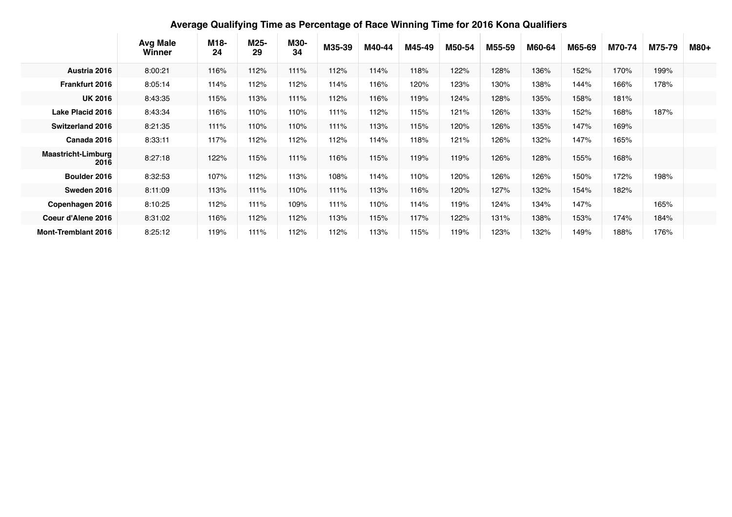## Average Qualifying Time as Percentage of Race Winning Time for 2016 Kona Qualifiers

| | Avg Male Winner | M18-24 | M25-29 | M30-34 | M35-39 | M40-44 | M45-49 | M50-54 | M55-59 | M60-64 | M65-69 | M70-74 | M75-79 | M80+ |
|---|---|---|---|---|---|---|---|---|---|---|---|---|---|---|
| **Austria 2016** | 8:00:21 | 116% | 112% | 111% | 112% | 114% | 118% | 122% | 128% | 136% | 152% | 170% | 199% | |
| **Frankfurt 2016** | 8:05:14 | 114% | 112% | 112% | 114% | 116% | 120% | 123% | 130% | 138% | 144% | 166% | 178% | |
| **UK 2016** | 8:43:35 | 115% | 113% | 111% | 112% | 116% | 119% | 124% | 128% | 135% | 158% | 181% | | |
| **Lake Placid 2016** | 8:43:34 | 116% | 110% | 110% | 111% | 112% | 115% | 121% | 126% | 133% | 152% | 168% | 187% | |
| **Switzerland 2016** | 8:21:35 | 111% | 110% | 110% | 111% | 113% | 115% | 120% | 126% | 135% | 147% | 169% | | |
| **Canada 2016** | 8:33:11 | 117% | 112% | 112% | 112% | 114% | 118% | 121% | 126% | 132% | 147% | 165% | | |
| **Maastricht-Limburg 2016** | 8:27:18 | 122% | 115% | 111% | 116% | 115% | 119% | 119% | 126% | 128% | 155% | 168% | | |
| **Boulder 2016** | 8:32:53 | 107% | 112% | 113% | 108% | 114% | 110% | 120% | 126% | 126% | 150% | 172% | 198% | |
| **Sweden 2016** | 8:11:09 | 113% | 111% | 110% | 111% | 113% | 116% | 120% | 127% | 132% | 154% | 182% | | |
| **Copenhagen 2016** | 8:10:25 | 112% | 111% | 109% | 111% | 110% | 114% | 119% | 124% | 134% | 147% | | 165% | |
| **Coeur d'Alene 2016** | 8:31:02 | 116% | 112% | 112% | 113% | 115% | 117% | 122% | 131% | 138% | 153% | 174% | 184% | |
| **Mont-Tremblant 2016** | 8:25:12 | 119% | 111% | 112% | 112% | 113% | 115% | 119% | 123% | 132% | 149% | 188% | 176% | |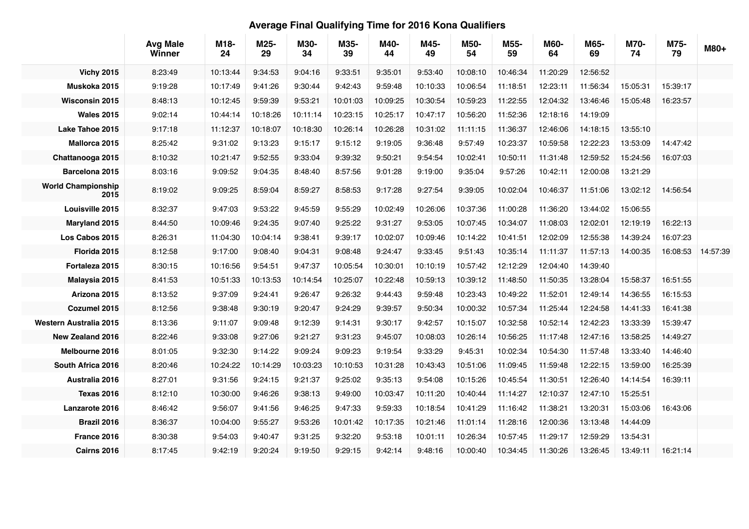# Average Final Qualifying Time for 2016 Kona Qualifiers

| | Avg Male Winner | M18-24 | M25-29 | M30-34 | M35-39 | M40-44 | M45-49 | M50-54 | M55-59 | M60-64 | M65-69 | M70-74 | M75-79 | M80+ |
|---|---|---|---|---|---|---|---|---|---|---|---|---|---|---|
| Vichy 2015 | 8:23:49 | 10:13:44 | 9:34:53 | 9:04:16 | 9:33:51 | 9:35:01 | 9:53:40 | 10:08:10 | 10:46:34 | 11:20:29 | 12:56:52 | | | |
| Muskoka 2015 | 9:19:28 | 10:17:49 | 9:41:26 | 9:30:44 | 9:42:43 | 9:59:48 | 10:10:33 | 10:06:54 | 11:18:51 | 12:23:11 | 11:56:34 | 15:05:31 | 15:39:17 | |
| Wisconsin 2015 | 8:48:13 | 10:12:45 | 9:59:39 | 9:53:21 | 10:01:03 | 10:09:25 | 10:30:54 | 10:59:23 | 11:22:55 | 12:04:32 | 13:46:46 | 15:05:48 | 16:23:57 | |
| Wales 2015 | 9:02:14 | 10:44:14 | 10:18:26 | 10:11:14 | 10:23:15 | 10:25:17 | 10:47:17 | 10:56:20 | 11:52:36 | 12:18:16 | 14:19:09 | | | |
| Lake Tahoe 2015 | 9:17:18 | 11:12:37 | 10:18:07 | 10:18:30 | 10:26:14 | 10:26:28 | 10:31:02 | 11:11:15 | 11:36:37 | 12:46:06 | 14:18:15 | 13:55:10 | | |
| Mallorca 2015 | 8:25:42 | 9:31:02 | 9:13:23 | 9:15:17 | 9:15:12 | 9:19:05 | 9:36:48 | 9:57:49 | 10:23:37 | 10:59:58 | 12:22:23 | 13:53:09 | 14:47:42 | |
| Chattanooga 2015 | 8:10:32 | 10:21:47 | 9:52:55 | 9:33:04 | 9:39:32 | 9:50:21 | 9:54:54 | 10:02:41 | 10:50:11 | 11:31:48 | 12:59:52 | 15:24:56 | 16:07:03 | |
| Barcelona 2015 | 8:03:16 | 9:09:52 | 9:04:35 | 8:48:40 | 8:57:56 | 9:01:28 | 9:19:00 | 9:35:04 | 9:57:26 | 10:42:11 | 12:00:08 | 13:21:29 | | |
| World Championship 2015 | 8:19:02 | 9:09:25 | 8:59:04 | 8:59:27 | 8:58:53 | 9:17:28 | 9:27:54 | 9:39:05 | 10:02:04 | 10:46:37 | 11:51:06 | 13:02:12 | 14:56:54 | |
| Louisville 2015 | 8:32:37 | 9:47:03 | 9:53:22 | 9:45:59 | 9:55:29 | 10:02:49 | 10:26:06 | 10:37:36 | 11:00:28 | 11:36:20 | 13:44:02 | 15:06:55 | | |
| Maryland 2015 | 8:44:50 | 10:09:46 | 9:24:35 | 9:07:40 | 9:25:22 | 9:31:27 | 9:53:05 | 10:07:45 | 10:34:07 | 11:08:03 | 12:02:01 | 12:19:19 | 16:22:13 | |
| Los Cabos 2015 | 8:26:31 | 11:04:30 | 10:04:14 | 9:38:41 | 9:39:17 | 10:02:07 | 10:09:46 | 10:14:22 | 10:41:51 | 12:02:09 | 12:55:38 | 14:39:24 | 16:07:23 | |
| Florida 2015 | 8:12:58 | 9:17:00 | 9:08:40 | 9:04:31 | 9:08:48 | 9:24:47 | 9:33:45 | 9:51:43 | 10:35:14 | 11:11:37 | 11:57:13 | 14:00:35 | 16:08:53 | 14:57:39 |
| Fortaleza 2015 | 8:30:15 | 10:16:56 | 9:54:51 | 9:47:37 | 10:05:54 | 10:30:01 | 10:10:19 | 10:57:42 | 12:12:29 | 12:04:40 | 14:39:40 | | | |
| Malaysia 2015 | 8:41:53 | 10:51:33 | 10:13:53 | 10:14:54 | 10:25:07 | 10:22:48 | 10:59:13 | 10:39:12 | 11:48:50 | 11:50:35 | 13:28:04 | 15:58:37 | 16:51:55 | |
| Arizona 2015 | 8:13:52 | 9:37:09 | 9:24:41 | 9:26:47 | 9:26:32 | 9:44:43 | 9:59:48 | 10:23:43 | 10:49:22 | 11:52:01 | 12:49:14 | 14:36:55 | 16:15:53 | |
| Cozumel 2015 | 8:12:56 | 9:38:48 | 9:30:19 | 9:20:47 | 9:24:29 | 9:39:57 | 9:50:34 | 10:00:32 | 10:57:34 | 11:25:44 | 12:24:58 | 14:41:33 | 16:41:38 | |
| Western Australia 2015 | 8:13:36 | 9:11:07 | 9:09:48 | 9:12:39 | 9:14:31 | 9:30:17 | 9:42:57 | 10:15:07 | 10:32:58 | 10:52:14 | 12:42:23 | 13:33:39 | 15:39:47 | |
| New Zealand 2016 | 8:22:46 | 9:33:08 | 9:27:06 | 9:21:27 | 9:31:23 | 9:45:07 | 10:08:03 | 10:26:14 | 10:56:25 | 11:17:48 | 12:47:16 | 13:58:25 | 14:49:27 | |
| Melbourne 2016 | 8:01:05 | 9:32:30 | 9:14:22 | 9:09:24 | 9:09:23 | 9:19:54 | 9:33:29 | 9:45:31 | 10:02:34 | 10:54:30 | 11:57:48 | 13:33:40 | 14:46:40 | |
| South Africa 2016 | 8:20:46 | 10:24:22 | 10:14:29 | 10:03:23 | 10:10:53 | 10:31:28 | 10:43:43 | 10:51:06 | 11:09:45 | 11:59:48 | 12:22:15 | 13:59:00 | 16:25:39 | |
| Australia 2016 | 8:27:01 | 9:31:56 | 9:24:15 | 9:21:37 | 9:25:02 | 9:35:13 | 9:54:08 | 10:15:26 | 10:45:54 | 11:30:51 | 12:26:40 | 14:14:54 | 16:39:11 | |
| Texas 2016 | 8:12:10 | 10:30:00 | 9:46:26 | 9:38:13 | 9:49:00 | 10:03:47 | 10:11:20 | 10:40:44 | 11:14:27 | 12:10:37 | 12:47:10 | 15:25:51 | | |
| Lanzarote 2016 | 8:46:42 | 9:56:07 | 9:41:56 | 9:46:25 | 9:47:33 | 9:59:33 | 10:18:54 | 10:41:29 | 11:16:42 | 11:38:21 | 13:20:31 | 15:03:06 | 16:43:06 | |
| Brazil 2016 | 8:36:37 | 10:04:00 | 9:55:27 | 9:53:26 | 10:01:42 | 10:17:35 | 10:21:46 | 11:01:14 | 11:28:16 | 12:00:36 | 13:13:48 | 14:44:09 | | |
| France 2016 | 8:30:38 | 9:54:03 | 9:40:47 | 9:31:25 | 9:32:20 | 9:53:18 | 10:01:11 | 10:26:34 | 10:57:45 | 11:29:17 | 12:59:29 | 13:54:31 | | |
| Cairns 2016 | 8:17:45 | 9:42:19 | 9:20:24 | 9:19:50 | 9:29:15 | 9:42:14 | 9:48:16 | 10:00:40 | 10:34:45 | 11:30:26 | 13:26:45 | 13:49:11 | 16:21:14 | |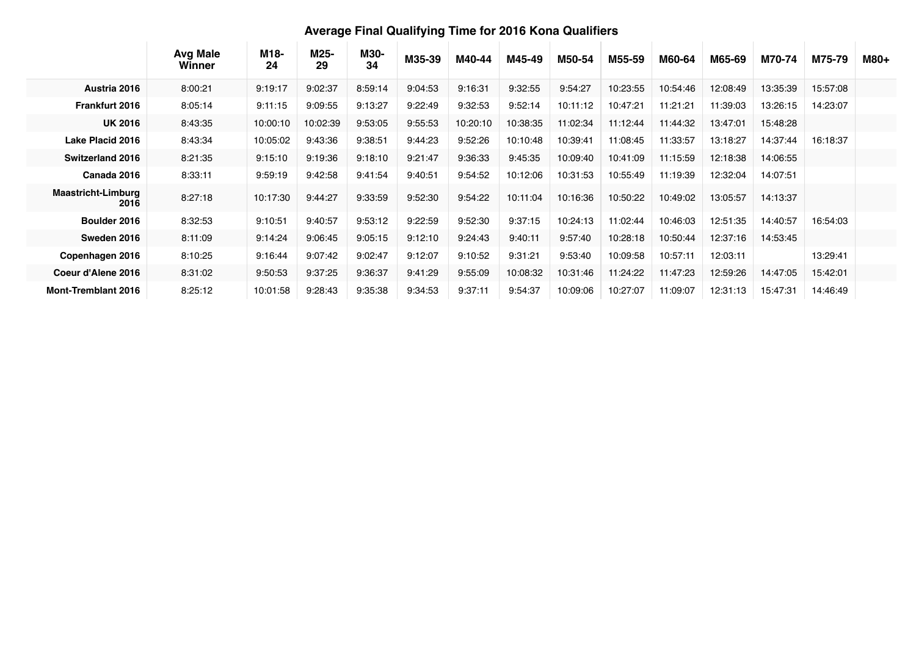## Average Final Qualifying Time for 2016 Kona Qualifiers

| | Avg Male Winner | M18-24 | M25-29 | M30-34 | M35-39 | M40-44 | M45-49 | M50-54 | M55-59 | M60-64 | M65-69 | M70-74 | M75-79 | M80+ |
|---|---|---|---|---|---|---|---|---|---|---|---|---|---|---|
| **Austria 2016** | 8:00:21 | 9:19:17 | 9:02:37 | 8:59:14 | 9:04:53 | 9:16:31 | 9:32:55 | 9:54:27 | 10:23:55 | 10:54:46 | 12:08:49 | 13:35:39 | 15:57:08 | |
| **Frankfurt 2016** | 8:05:14 | 9:11:15 | 9:09:55 | 9:13:27 | 9:22:49 | 9:32:53 | 9:52:14 | 10:11:12 | 10:47:21 | 11:21:21 | 11:39:03 | 13:26:15 | 14:23:07 | |
| **UK 2016** | 8:43:35 | 10:00:10 | 10:02:39 | 9:53:05 | 9:55:53 | 10:20:10 | 10:38:35 | 11:02:34 | 11:12:44 | 11:44:32 | 13:47:01 | 15:48:28 | | |
| **Lake Placid 2016** | 8:43:34 | 10:05:02 | 9:43:36 | 9:38:51 | 9:44:23 | 9:52:26 | 10:10:48 | 10:39:41 | 11:08:45 | 11:33:57 | 13:18:27 | 14:37:44 | 16:18:37 | |
| **Switzerland 2016** | 8:21:35 | 9:15:10 | 9:19:36 | 9:18:10 | 9:21:47 | 9:36:33 | 9:45:35 | 10:09:40 | 10:41:09 | 11:15:59 | 12:18:38 | 14:06:55 | | |
| **Canada 2016** | 8:33:11 | 9:59:19 | 9:42:58 | 9:41:54 | 9:40:51 | 9:54:52 | 10:12:06 | 10:31:53 | 10:55:49 | 11:19:39 | 12:32:04 | 14:07:51 | | |
| **Maastricht-Limburg 2016** | 8:27:18 | 10:17:30 | 9:44:27 | 9:33:59 | 9:52:30 | 9:54:22 | 10:11:04 | 10:16:36 | 10:50:22 | 10:49:02 | 13:05:57 | 14:13:37 | | |
| **Boulder 2016** | 8:32:53 | 9:10:51 | 9:40:57 | 9:53:12 | 9:22:59 | 9:52:30 | 9:37:15 | 10:24:13 | 11:02:44 | 10:46:03 | 12:51:35 | 14:40:57 | 16:54:03 | |
| **Sweden 2016** | 8:11:09 | 9:14:24 | 9:06:45 | 9:05:15 | 9:12:10 | 9:24:43 | 9:40:11 | 9:57:40 | 10:28:18 | 10:50:44 | 12:37:16 | 14:53:45 | | |
| **Copenhagen 2016** | 8:10:25 | 9:16:44 | 9:07:42 | 9:02:47 | 9:12:07 | 9:10:52 | 9:31:21 | 9:53:40 | 10:09:58 | 10:57:11 | 12:03:11 | | 13:29:41 | |
| **Coeur d'Alene 2016** | 8:31:02 | 9:50:53 | 9:37:25 | 9:36:37 | 9:41:29 | 9:55:09 | 10:08:32 | 10:31:46 | 11:24:22 | 11:47:23 | 12:59:26 | 14:47:05 | 15:42:01 | |
| **Mont-Tremblant 2016** | 8:25:12 | 10:01:58 | 9:28:43 | 9:35:38 | 9:34:53 | 9:37:11 | 9:54:37 | 10:09:06 | 10:27:07 | 11:09:07 | 12:31:13 | 15:47:31 | 14:46:49 | |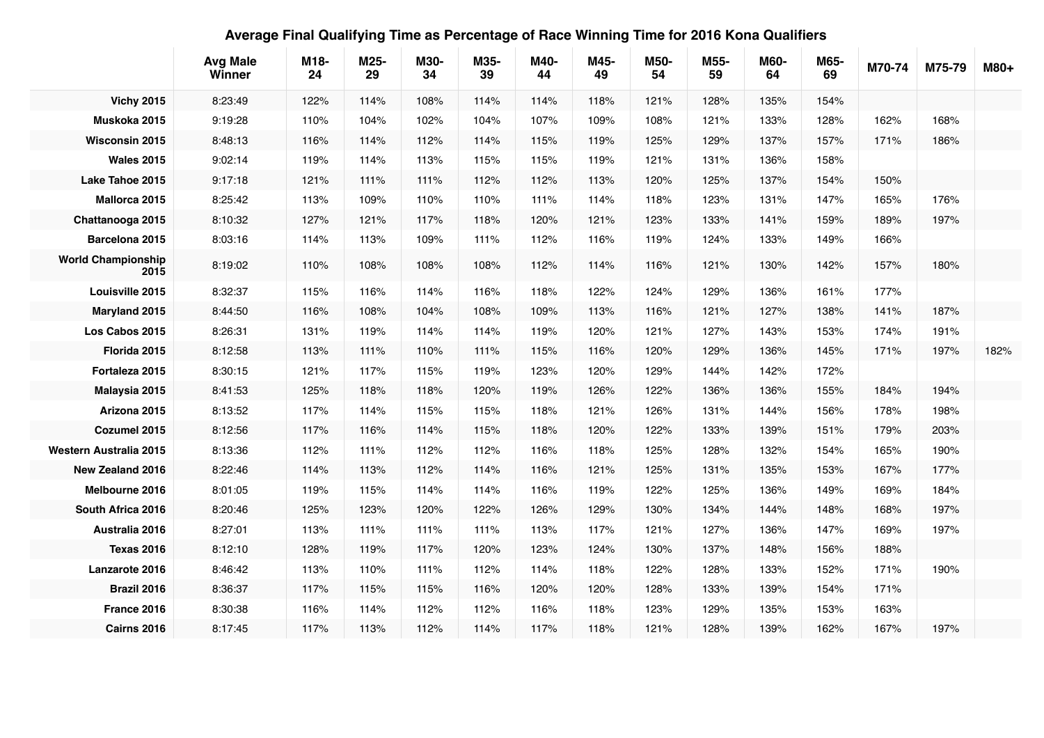# Average Final Qualifying Time as Percentage of Race Winning Time for 2016 Kona Qualifiers

| | Avg Male Winner | M18-24 | M25-29 | M30-34 | M35-39 | M40-44 | M45-49 | M50-54 | M55-59 | M60-64 | M65-69 | M70-74 | M75-79 | M80+ |
|---|---|---|---|---|---|---|---|---|---|---|---|---|---|---|
| Vichy 2015 | 8:23:49 | 122% | 114% | 108% | 114% | 114% | 118% | 121% | 128% | 135% | 154% | | | |
| Muskoka 2015 | 9:19:28 | 110% | 104% | 102% | 104% | 107% | 109% | 108% | 121% | 133% | 128% | 162% | 168% | |
| Wisconsin 2015 | 8:48:13 | 116% | 114% | 112% | 114% | 115% | 119% | 125% | 129% | 137% | 157% | 171% | 186% | |
| Wales 2015 | 9:02:14 | 119% | 114% | 113% | 115% | 115% | 119% | 121% | 131% | 136% | 158% | | | |
| Lake Tahoe 2015 | 9:17:18 | 121% | 111% | 111% | 112% | 112% | 113% | 120% | 125% | 137% | 154% | 150% | | |
| Mallorca 2015 | 8:25:42 | 113% | 109% | 110% | 110% | 111% | 114% | 118% | 123% | 131% | 147% | 165% | 176% | |
| Chattanooga 2015 | 8:10:32 | 127% | 121% | 117% | 118% | 120% | 121% | 123% | 133% | 141% | 159% | 189% | 197% | |
| Barcelona 2015 | 8:03:16 | 114% | 113% | 109% | 111% | 112% | 116% | 119% | 124% | 133% | 149% | 166% | | |
| World Championship 2015 | 8:19:02 | 110% | 108% | 108% | 108% | 112% | 114% | 116% | 121% | 130% | 142% | 157% | 180% | |
| Louisville 2015 | 8:32:37 | 115% | 116% | 114% | 116% | 118% | 122% | 124% | 129% | 136% | 161% | 177% | | |
| Maryland 2015 | 8:44:50 | 116% | 108% | 104% | 108% | 109% | 113% | 116% | 121% | 127% | 138% | 141% | 187% | |
| Los Cabos 2015 | 8:26:31 | 131% | 119% | 114% | 114% | 119% | 120% | 121% | 127% | 143% | 153% | 174% | 191% | |
| Florida 2015 | 8:12:58 | 113% | 111% | 110% | 111% | 115% | 116% | 120% | 129% | 136% | 145% | 171% | 197% | 182% |
| Fortaleza 2015 | 8:30:15 | 121% | 117% | 115% | 119% | 123% | 120% | 129% | 144% | 142% | 172% | | | |
| Malaysia 2015 | 8:41:53 | 125% | 118% | 118% | 120% | 119% | 126% | 122% | 136% | 136% | 155% | 184% | 194% | |
| Arizona 2015 | 8:13:52 | 117% | 114% | 115% | 115% | 118% | 121% | 126% | 131% | 144% | 156% | 178% | 198% | |
| Cozumel 2015 | 8:12:56 | 117% | 116% | 114% | 115% | 118% | 120% | 122% | 133% | 139% | 151% | 179% | 203% | |
| Western Australia 2015 | 8:13:36 | 112% | 111% | 112% | 112% | 116% | 118% | 125% | 128% | 132% | 154% | 165% | 190% | |
| New Zealand 2016 | 8:22:46 | 114% | 113% | 112% | 114% | 116% | 121% | 125% | 131% | 135% | 153% | 167% | 177% | |
| Melbourne 2016 | 8:01:05 | 119% | 115% | 114% | 114% | 116% | 119% | 122% | 125% | 136% | 149% | 169% | 184% | |
| South Africa 2016 | 8:20:46 | 125% | 123% | 120% | 122% | 126% | 129% | 130% | 134% | 144% | 148% | 168% | 197% | |
| Australia 2016 | 8:27:01 | 113% | 111% | 111% | 111% | 113% | 117% | 121% | 127% | 136% | 147% | 169% | 197% | |
| Texas 2016 | 8:12:10 | 128% | 119% | 117% | 120% | 123% | 124% | 130% | 137% | 148% | 156% | 188% | | |
| Lanzarote 2016 | 8:46:42 | 113% | 110% | 111% | 112% | 114% | 118% | 122% | 128% | 133% | 152% | 171% | 190% | |
| Brazil 2016 | 8:36:37 | 117% | 115% | 115% | 116% | 120% | 120% | 128% | 133% | 139% | 154% | 171% | | |
| France 2016 | 8:30:38 | 116% | 114% | 112% | 112% | 116% | 118% | 123% | 129% | 135% | 153% | 163% | | |
| Cairns 2016 | 8:17:45 | 117% | 113% | 112% | 114% | 117% | 118% | 121% | 128% | 139% | 162% | 167% | 197% | |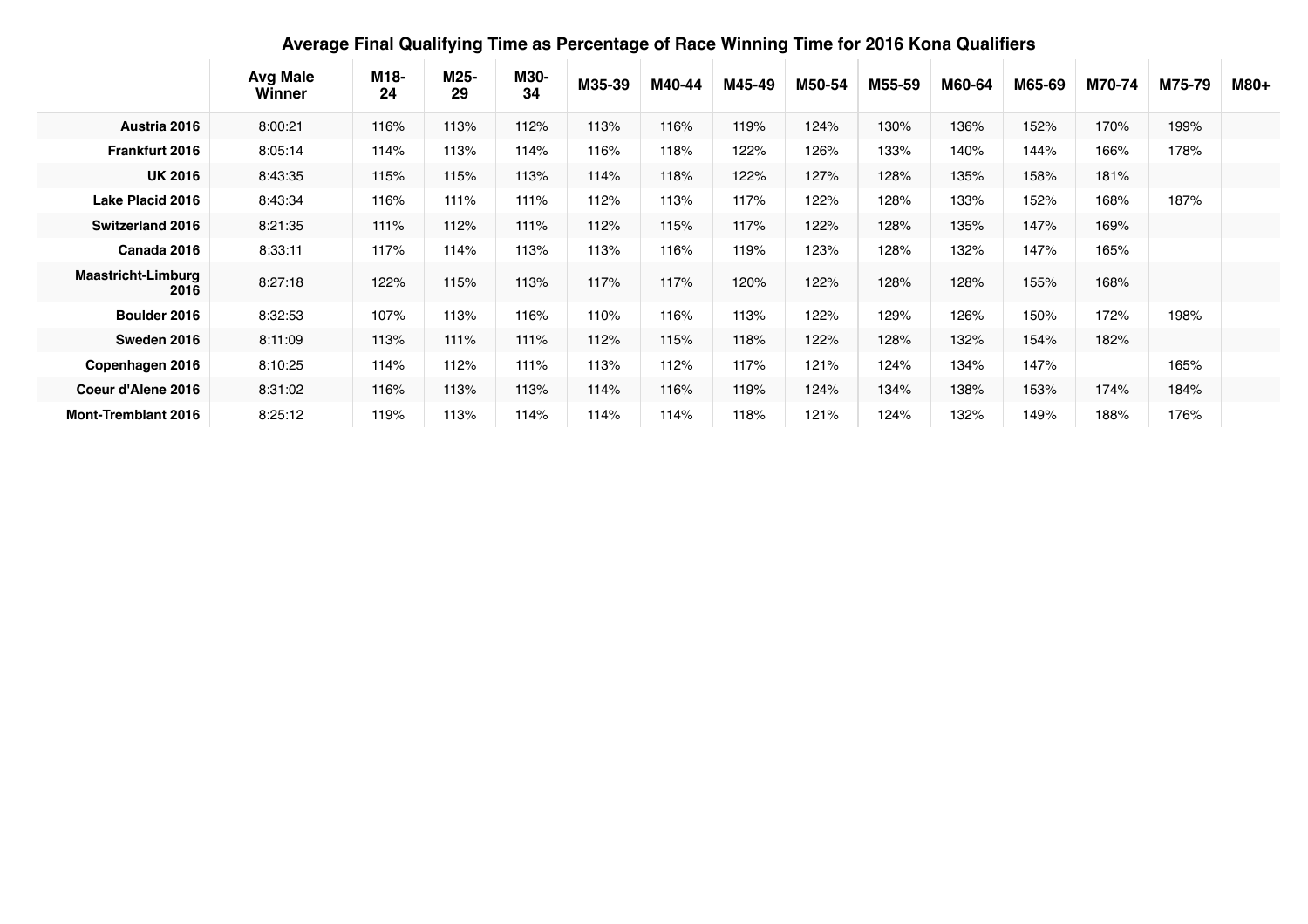## Average Final Qualifying Time as Percentage of Race Winning Time for 2016 Kona Qualifiers

| | Avg Male Winner | M18-24 | M25-29 | M30-34 | M35-39 | M40-44 | M45-49 | M50-54 | M55-59 | M60-64 | M65-69 | M70-74 | M75-79 | M80+ |
|---|---|---|---|---|---|---|---|---|---|---|---|---|---|---|
| **Austria 2016** | 8:00:21 | 116% | 113% | 112% | 113% | 116% | 119% | 124% | 130% | 136% | 152% | 170% | 199% | |
| **Frankfurt 2016** | 8:05:14 | 114% | 113% | 114% | 116% | 118% | 122% | 126% | 133% | 140% | 144% | 166% | 178% | |
| **UK 2016** | 8:43:35 | 115% | 115% | 113% | 114% | 118% | 122% | 127% | 128% | 135% | 158% | 181% | | |
| **Lake Placid 2016** | 8:43:34 | 116% | 111% | 111% | 112% | 113% | 117% | 122% | 128% | 133% | 152% | 168% | 187% | |
| **Switzerland 2016** | 8:21:35 | 111% | 112% | 111% | 112% | 115% | 117% | 122% | 128% | 135% | 147% | 169% | | |
| **Canada 2016** | 8:33:11 | 117% | 114% | 113% | 113% | 116% | 119% | 123% | 128% | 132% | 147% | 165% | | |
| **Maastricht-Limburg 2016** | 8:27:18 | 122% | 115% | 113% | 117% | 117% | 120% | 122% | 128% | 128% | 155% | 168% | | |
| **Boulder 2016** | 8:32:53 | 107% | 113% | 116% | 110% | 116% | 113% | 122% | 129% | 126% | 150% | 172% | 198% | |
| **Sweden 2016** | 8:11:09 | 113% | 111% | 111% | 112% | 115% | 118% | 122% | 128% | 132% | 154% | 182% | | |
| **Copenhagen 2016** | 8:10:25 | 114% | 112% | 111% | 113% | 112% | 117% | 121% | 124% | 134% | 147% | | 165% | |
| **Coeur d'Alene 2016** | 8:31:02 | 116% | 113% | 113% | 114% | 116% | 119% | 124% | 134% | 138% | 153% | 174% | 184% | |
| **Mont-Tremblant 2016** | 8:25:12 | 119% | 113% | 114% | 114% | 114% | 118% | 121% | 124% | 132% | 149% | 188% | 176% | |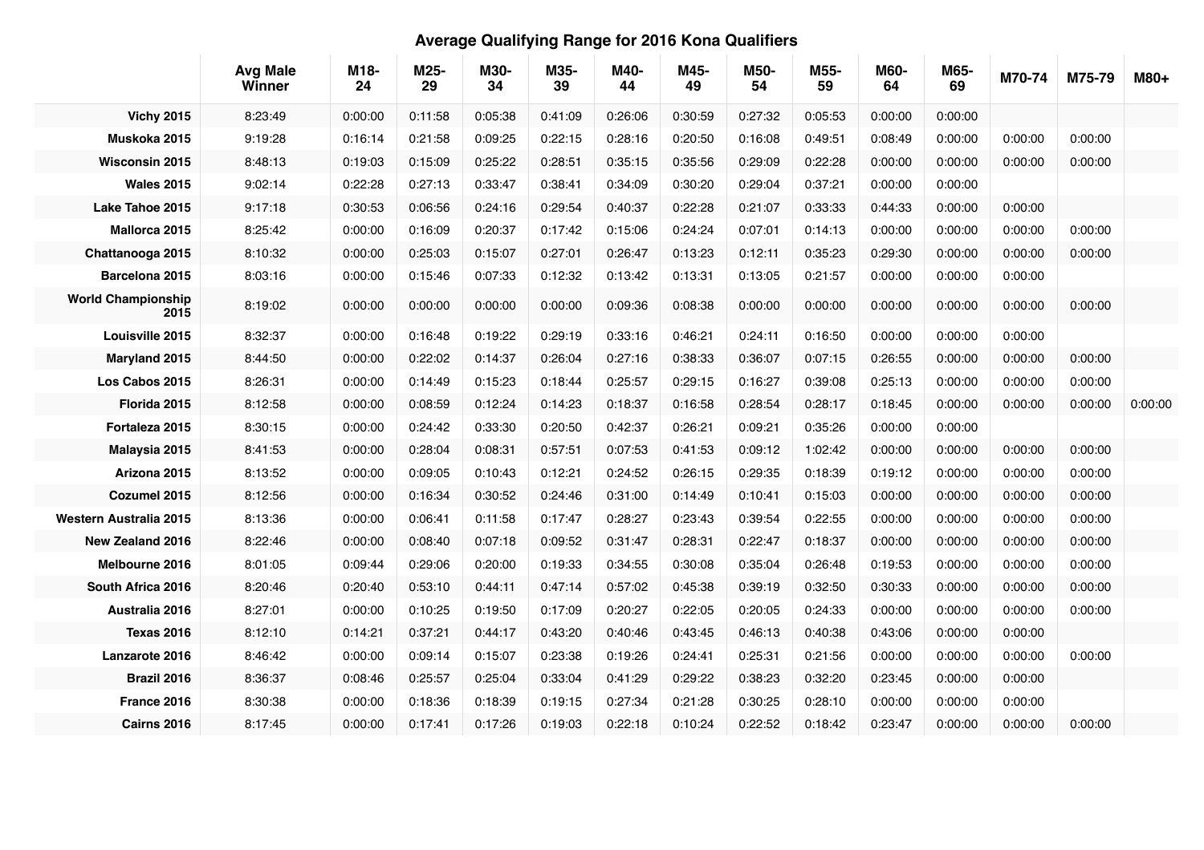## Average Qualifying Range for 2016 Kona Qualifiers

| | Avg Male Winner | M18-24 | M25-29 | M30-34 | M35-39 | M40-44 | M45-49 | M50-54 | M55-59 | M60-64 | M65-69 | M70-74 | M75-79 | M80+ |
|---|---|---|---|---|---|---|---|---|---|---|---|---|---|---|
| Vichy 2015 | 8:23:49 | 0:00:00 | 0:11:58 | 0:05:38 | 0:41:09 | 0:26:06 | 0:30:59 | 0:27:32 | 0:05:53 | 0:00:00 | 0:00:00 | | | |
| Muskoka 2015 | 9:19:28 | 0:16:14 | 0:21:58 | 0:09:25 | 0:22:15 | 0:28:16 | 0:20:50 | 0:16:08 | 0:49:51 | 0:08:49 | 0:00:00 | 0:00:00 | 0:00:00 | |
| Wisconsin 2015 | 8:48:13 | 0:19:03 | 0:15:09 | 0:25:22 | 0:28:51 | 0:35:15 | 0:35:56 | 0:29:09 | 0:22:28 | 0:00:00 | 0:00:00 | 0:00:00 | 0:00:00 | |
| Wales 2015 | 9:02:14 | 0:22:28 | 0:27:13 | 0:33:47 | 0:38:41 | 0:34:09 | 0:30:20 | 0:29:04 | 0:37:21 | 0:00:00 | 0:00:00 | | | |
| Lake Tahoe 2015 | 9:17:18 | 0:30:53 | 0:06:56 | 0:24:16 | 0:29:54 | 0:40:37 | 0:22:28 | 0:21:07 | 0:33:33 | 0:44:33 | 0:00:00 | 0:00:00 | | |
| Mallorca 2015 | 8:25:42 | 0:00:00 | 0:16:09 | 0:20:37 | 0:17:42 | 0:15:06 | 0:24:24 | 0:07:01 | 0:14:13 | 0:00:00 | 0:00:00 | 0:00:00 | 0:00:00 | |
| Chattanooga 2015 | 8:10:32 | 0:00:00 | 0:25:03 | 0:15:07 | 0:27:01 | 0:26:47 | 0:13:23 | 0:12:11 | 0:35:23 | 0:29:30 | 0:00:00 | 0:00:00 | 0:00:00 | |
| Barcelona 2015 | 8:03:16 | 0:00:00 | 0:15:46 | 0:07:33 | 0:12:32 | 0:13:42 | 0:13:31 | 0:13:05 | 0:21:57 | 0:00:00 | 0:00:00 | 0:00:00 | | |
| World Championship 2015 | 8:19:02 | 0:00:00 | 0:00:00 | 0:00:00 | 0:00:00 | 0:09:36 | 0:08:38 | 0:00:00 | 0:00:00 | 0:00:00 | 0:00:00 | 0:00:00 | 0:00:00 | |
| Louisville 2015 | 8:32:37 | 0:00:00 | 0:16:48 | 0:19:22 | 0:29:19 | 0:33:16 | 0:46:21 | 0:24:11 | 0:16:50 | 0:00:00 | 0:00:00 | 0:00:00 | | |
| Maryland 2015 | 8:44:50 | 0:00:00 | 0:22:02 | 0:14:37 | 0:26:04 | 0:27:16 | 0:38:33 | 0:36:07 | 0:07:15 | 0:26:55 | 0:00:00 | 0:00:00 | 0:00:00 | |
| Los Cabos 2015 | 8:26:31 | 0:00:00 | 0:14:49 | 0:15:23 | 0:18:44 | 0:25:57 | 0:29:15 | 0:16:27 | 0:39:08 | 0:25:13 | 0:00:00 | 0:00:00 | 0:00:00 | |
| Florida 2015 | 8:12:58 | 0:00:00 | 0:08:59 | 0:12:24 | 0:14:23 | 0:18:37 | 0:16:58 | 0:28:54 | 0:28:17 | 0:18:45 | 0:00:00 | 0:00:00 | 0:00:00 | 0:00:00 |
| Fortaleza 2015 | 8:30:15 | 0:00:00 | 0:24:42 | 0:33:30 | 0:20:50 | 0:42:37 | 0:26:21 | 0:09:21 | 0:35:26 | 0:00:00 | 0:00:00 | | | |
| Malaysia 2015 | 8:41:53 | 0:00:00 | 0:28:04 | 0:08:31 | 0:57:51 | 0:07:53 | 0:41:53 | 0:09:12 | 1:02:42 | 0:00:00 | 0:00:00 | 0:00:00 | 0:00:00 | |
| Arizona 2015 | 8:13:52 | 0:00:00 | 0:09:05 | 0:10:43 | 0:12:21 | 0:24:52 | 0:26:15 | 0:29:35 | 0:18:39 | 0:19:12 | 0:00:00 | 0:00:00 | 0:00:00 | |
| Cozumel 2015 | 8:12:56 | 0:00:00 | 0:16:34 | 0:30:52 | 0:24:46 | 0:31:00 | 0:14:49 | 0:10:41 | 0:15:03 | 0:00:00 | 0:00:00 | 0:00:00 | 0:00:00 | |
| Western Australia 2015 | 8:13:36 | 0:00:00 | 0:06:41 | 0:11:58 | 0:17:47 | 0:28:27 | 0:23:43 | 0:39:54 | 0:22:55 | 0:00:00 | 0:00:00 | 0:00:00 | 0:00:00 | |
| New Zealand 2016 | 8:22:46 | 0:00:00 | 0:08:40 | 0:07:18 | 0:09:52 | 0:31:47 | 0:28:31 | 0:22:47 | 0:18:37 | 0:00:00 | 0:00:00 | 0:00:00 | 0:00:00 | |
| Melbourne 2016 | 8:01:05 | 0:09:44 | 0:29:06 | 0:20:00 | 0:19:33 | 0:34:55 | 0:30:08 | 0:35:04 | 0:26:48 | 0:19:53 | 0:00:00 | 0:00:00 | 0:00:00 | |
| South Africa 2016 | 8:20:46 | 0:20:40 | 0:53:10 | 0:44:11 | 0:47:14 | 0:57:02 | 0:45:38 | 0:39:19 | 0:32:50 | 0:30:33 | 0:00:00 | 0:00:00 | 0:00:00 | |
| Australia 2016 | 8:27:01 | 0:00:00 | 0:10:25 | 0:19:50 | 0:17:09 | 0:20:27 | 0:22:05 | 0:20:05 | 0:24:33 | 0:00:00 | 0:00:00 | 0:00:00 | 0:00:00 | |
| Texas 2016 | 8:12:10 | 0:14:21 | 0:37:21 | 0:44:17 | 0:43:20 | 0:40:46 | 0:43:45 | 0:46:13 | 0:40:38 | 0:43:06 | 0:00:00 | 0:00:00 | | |
| Lanzarote 2016 | 8:46:42 | 0:00:00 | 0:09:14 | 0:15:07 | 0:23:38 | 0:19:26 | 0:24:41 | 0:25:31 | 0:21:56 | 0:00:00 | 0:00:00 | 0:00:00 | 0:00:00 | |
| Brazil 2016 | 8:36:37 | 0:08:46 | 0:25:57 | 0:25:04 | 0:33:04 | 0:41:29 | 0:29:22 | 0:38:23 | 0:32:20 | 0:23:45 | 0:00:00 | 0:00:00 | | |
| France 2016 | 8:30:38 | 0:00:00 | 0:18:36 | 0:18:39 | 0:19:15 | 0:27:34 | 0:21:28 | 0:30:25 | 0:28:10 | 0:00:00 | 0:00:00 | 0:00:00 | | |
| Cairns 2016 | 8:17:45 | 0:00:00 | 0:17:41 | 0:17:26 | 0:19:03 | 0:22:18 | 0:10:24 | 0:22:52 | 0:18:42 | 0:23:47 | 0:00:00 | 0:00:00 | 0:00:00 | |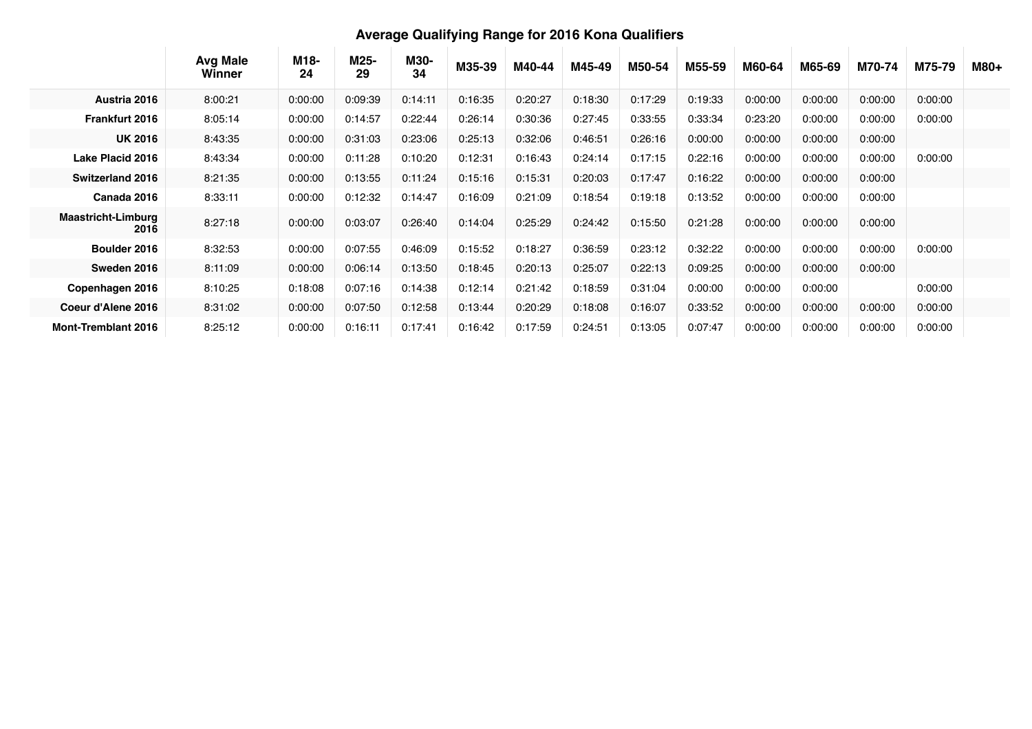## Average Qualifying Range for 2016 Kona Qualifiers

| | Avg Male Winner | M18-24 | M25-29 | M30-34 | M35-39 | M40-44 | M45-49 | M50-54 | M55-59 | M60-64 | M65-69 | M70-74 | M75-79 | M80+ |
|---|---|---|---|---|---|---|---|---|---|---|---|---|---|---|
| **Austria 2016** | 8:00:21 | 0:00:00 | 0:09:39 | 0:14:11 | 0:16:35 | 0:20:27 | 0:18:30 | 0:17:29 | 0:19:33 | 0:00:00 | 0:00:00 | 0:00:00 | 0:00:00 | |
| **Frankfurt 2016** | 8:05:14 | 0:00:00 | 0:14:57 | 0:22:44 | 0:26:14 | 0:30:36 | 0:27:45 | 0:33:55 | 0:33:34 | 0:23:20 | 0:00:00 | 0:00:00 | 0:00:00 | |
| **UK 2016** | 8:43:35 | 0:00:00 | 0:31:03 | 0:23:06 | 0:25:13 | 0:32:06 | 0:46:51 | 0:26:16 | 0:00:00 | 0:00:00 | 0:00:00 | 0:00:00 | | |
| **Lake Placid 2016** | 8:43:34 | 0:00:00 | 0:11:28 | 0:10:20 | 0:12:31 | 0:16:43 | 0:24:14 | 0:17:15 | 0:22:16 | 0:00:00 | 0:00:00 | 0:00:00 | 0:00:00 | |
| **Switzerland 2016** | 8:21:35 | 0:00:00 | 0:13:55 | 0:11:24 | 0:15:16 | 0:15:31 | 0:20:03 | 0:17:47 | 0:16:22 | 0:00:00 | 0:00:00 | 0:00:00 | | |
| **Canada 2016** | 8:33:11 | 0:00:00 | 0:12:32 | 0:14:47 | 0:16:09 | 0:21:09 | 0:18:54 | 0:19:18 | 0:13:52 | 0:00:00 | 0:00:00 | 0:00:00 | | |
| **Maastricht-Limburg 2016** | 8:27:18 | 0:00:00 | 0:03:07 | 0:26:40 | 0:14:04 | 0:25:29 | 0:24:42 | 0:15:50 | 0:21:28 | 0:00:00 | 0:00:00 | 0:00:00 | | |
| **Boulder 2016** | 8:32:53 | 0:00:00 | 0:07:55 | 0:46:09 | 0:15:52 | 0:18:27 | 0:36:59 | 0:23:12 | 0:32:22 | 0:00:00 | 0:00:00 | 0:00:00 | 0:00:00 | |
| **Sweden 2016** | 8:11:09 | 0:00:00 | 0:06:14 | 0:13:50 | 0:18:45 | 0:20:13 | 0:25:07 | 0:22:13 | 0:09:25 | 0:00:00 | 0:00:00 | 0:00:00 | | |
| **Copenhagen 2016** | 8:10:25 | 0:18:08 | 0:07:16 | 0:14:38 | 0:12:14 | 0:21:42 | 0:18:59 | 0:31:04 | 0:00:00 | 0:00:00 | 0:00:00 | | 0:00:00 | |
| **Coeur d'Alene 2016** | 8:31:02 | 0:00:00 | 0:07:50 | 0:12:58 | 0:13:44 | 0:20:29 | 0:18:08 | 0:16:07 | 0:33:52 | 0:00:00 | 0:00:00 | 0:00:00 | 0:00:00 | |
| **Mont-Tremblant 2016** | 8:25:12 | 0:00:00 | 0:16:11 | 0:17:41 | 0:16:42 | 0:17:59 | 0:24:51 | 0:13:05 | 0:07:47 | 0:00:00 | 0:00:00 | 0:00:00 | 0:00:00 | |